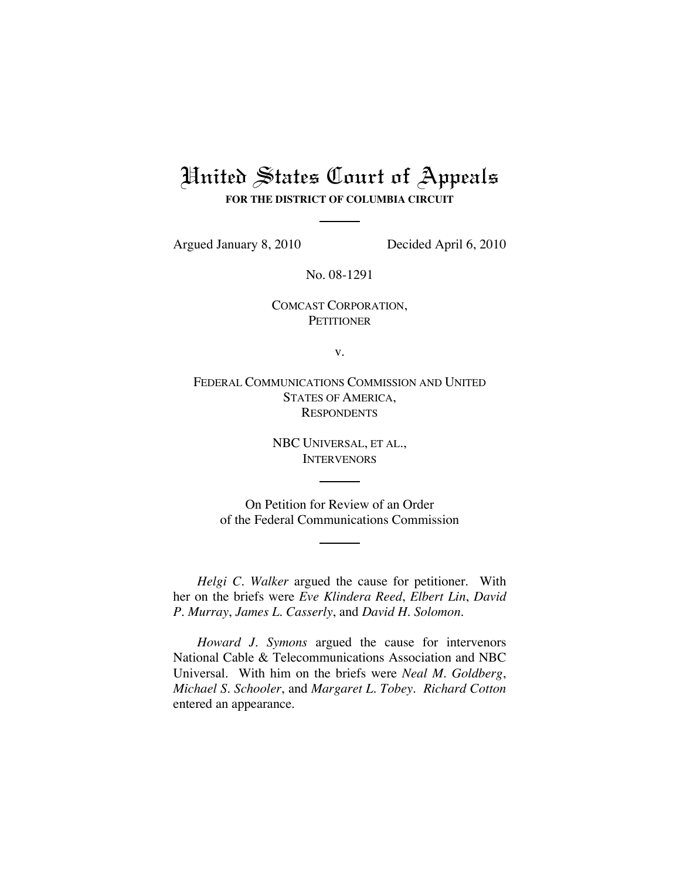# United States Court of Appeals

**FOR THE DISTRICT OF COLUMBIA CIRCUIT**

Argued January 8, 2010 Decided April 6, 2010

No. 08-1291

COMCAST CORPORATION,
PETITIONER

v.

FEDERAL COMMUNICATIONS COMMISSION AND UNITED STATES OF AMERICA,
RESPONDENTS

NBC UNIVERSAL, ET AL.,
INTERVENORS

On Petition for Review of an Order
of the Federal Communications Commission

*Helgi C. Walker* argued the cause for petitioner. With her on the briefs were *Eve Klindera Reed*, *Elbert Lin*, *David P. Murray*, *James L. Casserly*, and *David H. Solomon*.

*Howard J. Symons* argued the cause for intervenors National Cable & Telecommunications Association and NBC Universal. With him on the briefs were *Neal M. Goldberg*, *Michael S. Schooler*, and *Margaret L. Tobey*. *Richard Cotton* entered an appearance.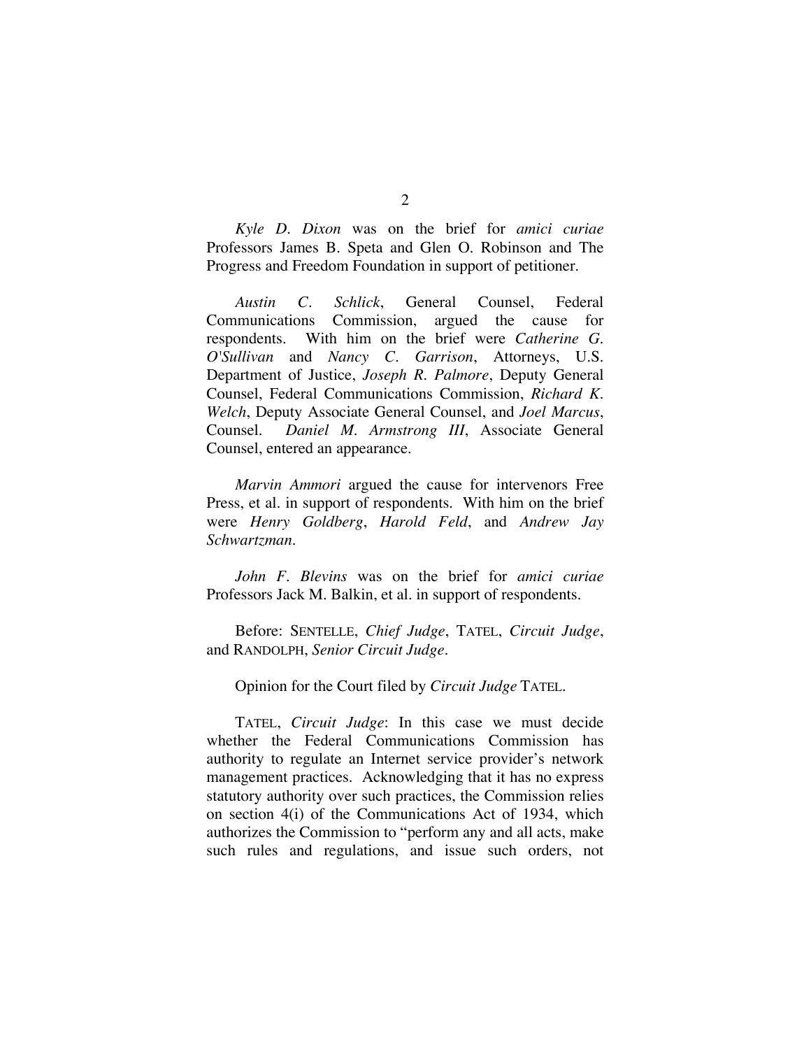*Kyle D. Dixon* was on the brief for *amici curiae* Professors James B. Speta and Glen O. Robinson and The Progress and Freedom Foundation in support of petitioner.

*Austin C. Schlick*, General Counsel, Federal Communications Commission, argued the cause for respondents. With him on the brief were *Catherine G. O'Sullivan* and *Nancy C. Garrison*, Attorneys, U.S. Department of Justice, *Joseph R. Palmore*, Deputy General Counsel, Federal Communications Commission, *Richard K. Welch*, Deputy Associate General Counsel, and *Joel Marcus*, Counsel. *Daniel M. Armstrong III*, Associate General Counsel, entered an appearance.

*Marvin Ammori* argued the cause for intervenors Free Press, et al. in support of respondents. With him on the brief were *Henry Goldberg*, *Harold Feld*, and *Andrew Jay Schwartzman*.

*John F. Blevins* was on the brief for *amici curiae* Professors Jack M. Balkin, et al. in support of respondents.

Before: SENTELLE, *Chief Judge*, TATEL, *Circuit Judge*, and RANDOLPH, *Senior Circuit Judge*.

Opinion for the Court filed by *Circuit Judge* TATEL.

TATEL, *Circuit Judge*: In this case we must decide whether the Federal Communications Commission has authority to regulate an Internet service provider's network management practices. Acknowledging that it has no express statutory authority over such practices, the Commission relies on section 4(i) of the Communications Act of 1934, which authorizes the Commission to "perform any and all acts, make such rules and regulations, and issue such orders, not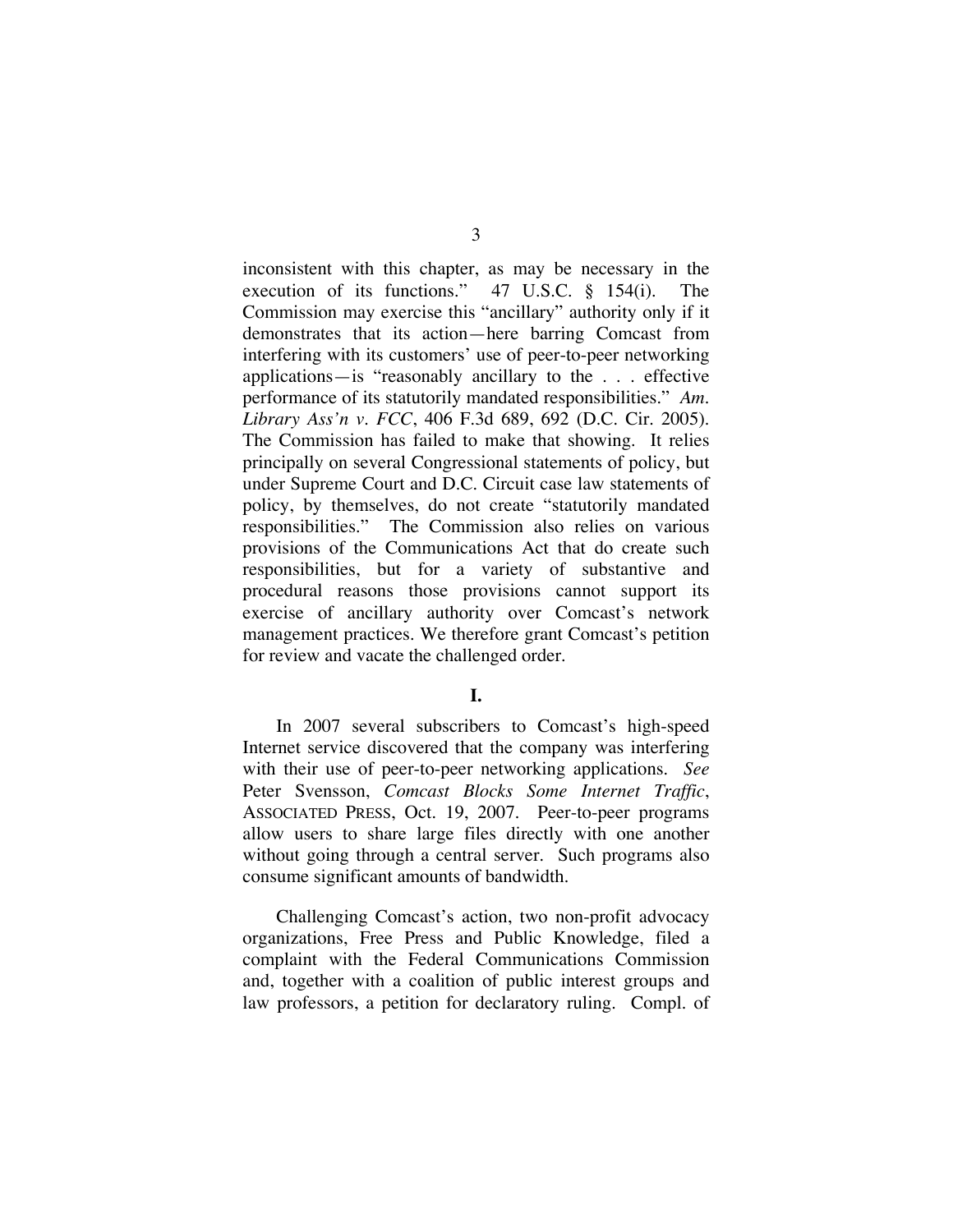inconsistent with this chapter, as may be necessary in the execution of its functions." 47 U.S.C. § 154(i). The Commission may exercise this "ancillary" authority only if it demonstrates that its action—here barring Comcast from interfering with its customers' use of peer-to-peer networking applications—is "reasonably ancillary to the . . . effective performance of its statutorily mandated responsibilities." *Am. Library Ass'n v. FCC*, 406 F.3d 689, 692 (D.C. Cir. 2005). The Commission has failed to make that showing. It relies principally on several Congressional statements of policy, but under Supreme Court and D.C. Circuit case law statements of policy, by themselves, do not create "statutorily mandated responsibilities." The Commission also relies on various provisions of the Communications Act that do create such responsibilities, but for a variety of substantive and procedural reasons those provisions cannot support its exercise of ancillary authority over Comcast's network management practices. We therefore grant Comcast's petition for review and vacate the challenged order.

## I.

In 2007 several subscribers to Comcast's high-speed Internet service discovered that the company was interfering with their use of peer-to-peer networking applications. *See* Peter Svensson, *Comcast Blocks Some Internet Traffic*, ASSOCIATED PRESS, Oct. 19, 2007. Peer-to-peer programs allow users to share large files directly with one another without going through a central server. Such programs also consume significant amounts of bandwidth.

Challenging Comcast's action, two non-profit advocacy organizations, Free Press and Public Knowledge, filed a complaint with the Federal Communications Commission and, together with a coalition of public interest groups and law professors, a petition for declaratory ruling. Compl. of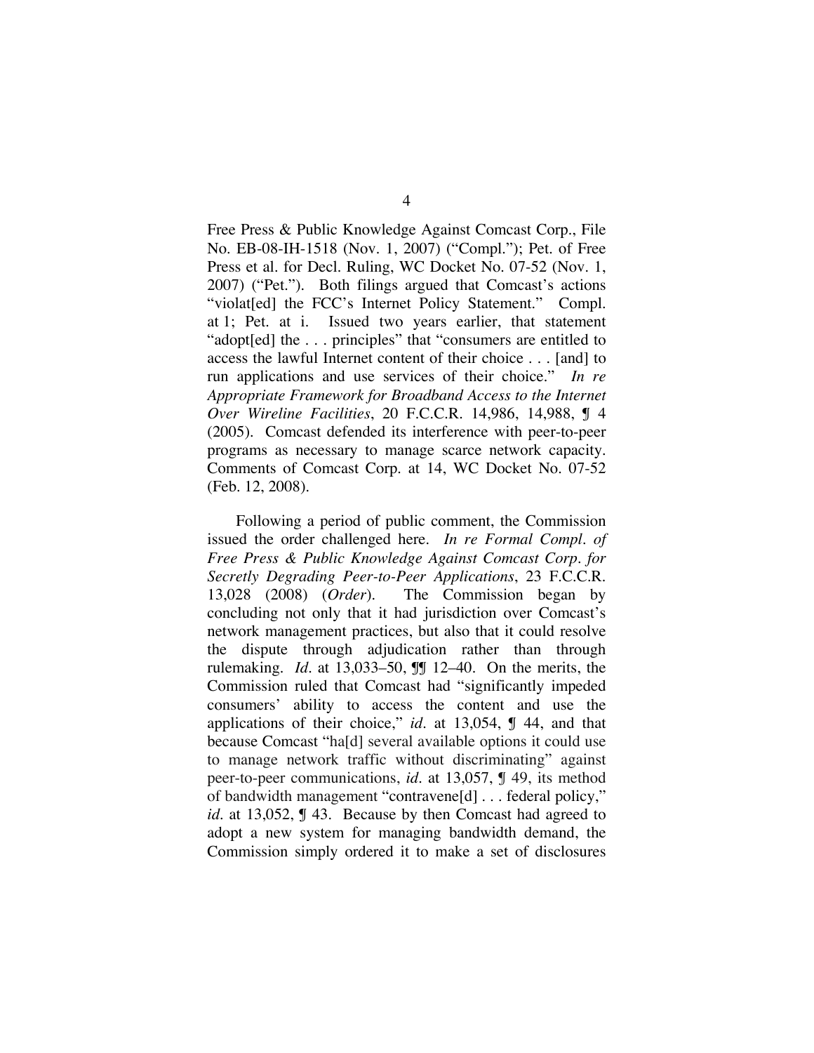Free Press & Public Knowledge Against Comcast Corp., File No. EB-08-IH-1518 (Nov. 1, 2007) ("Compl."); Pet. of Free Press et al. for Decl. Ruling, WC Docket No. 07-52 (Nov. 1, 2007) ("Pet."). Both filings argued that Comcast's actions "violat[ed] the FCC's Internet Policy Statement." Compl. at 1; Pet. at i. Issued two years earlier, that statement "adopt[ed] the . . . principles" that "consumers are entitled to access the lawful Internet content of their choice . . . [and] to run applications and use services of their choice." *In re Appropriate Framework for Broadband Access to the Internet Over Wireline Facilities*, 20 F.C.C.R. 14,986, 14,988, ¶ 4 (2005). Comcast defended its interference with peer-to-peer programs as necessary to manage scarce network capacity. Comments of Comcast Corp. at 14, WC Docket No. 07-52 (Feb. 12, 2008).

Following a period of public comment, the Commission issued the order challenged here. *In re Formal Compl. of Free Press & Public Knowledge Against Comcast Corp. for Secretly Degrading Peer-to-Peer Applications*, 23 F.C.C.R. 13,028 (2008) (*Order*). The Commission began by concluding not only that it had jurisdiction over Comcast's network management practices, but also that it could resolve the dispute through adjudication rather than through rulemaking. *Id.* at 13,033–50, ¶¶ 12–40. On the merits, the Commission ruled that Comcast had "significantly impeded consumers' ability to access the content and use the applications of their choice," *id.* at 13,054, ¶ 44, and that because Comcast "ha[d] several available options it could use to manage network traffic without discriminating" against peer-to-peer communications, *id.* at 13,057, ¶ 49, its method of bandwidth management "contravene[d] . . . federal policy," *id.* at 13,052, ¶ 43. Because by then Comcast had agreed to adopt a new system for managing bandwidth demand, the Commission simply ordered it to make a set of disclosures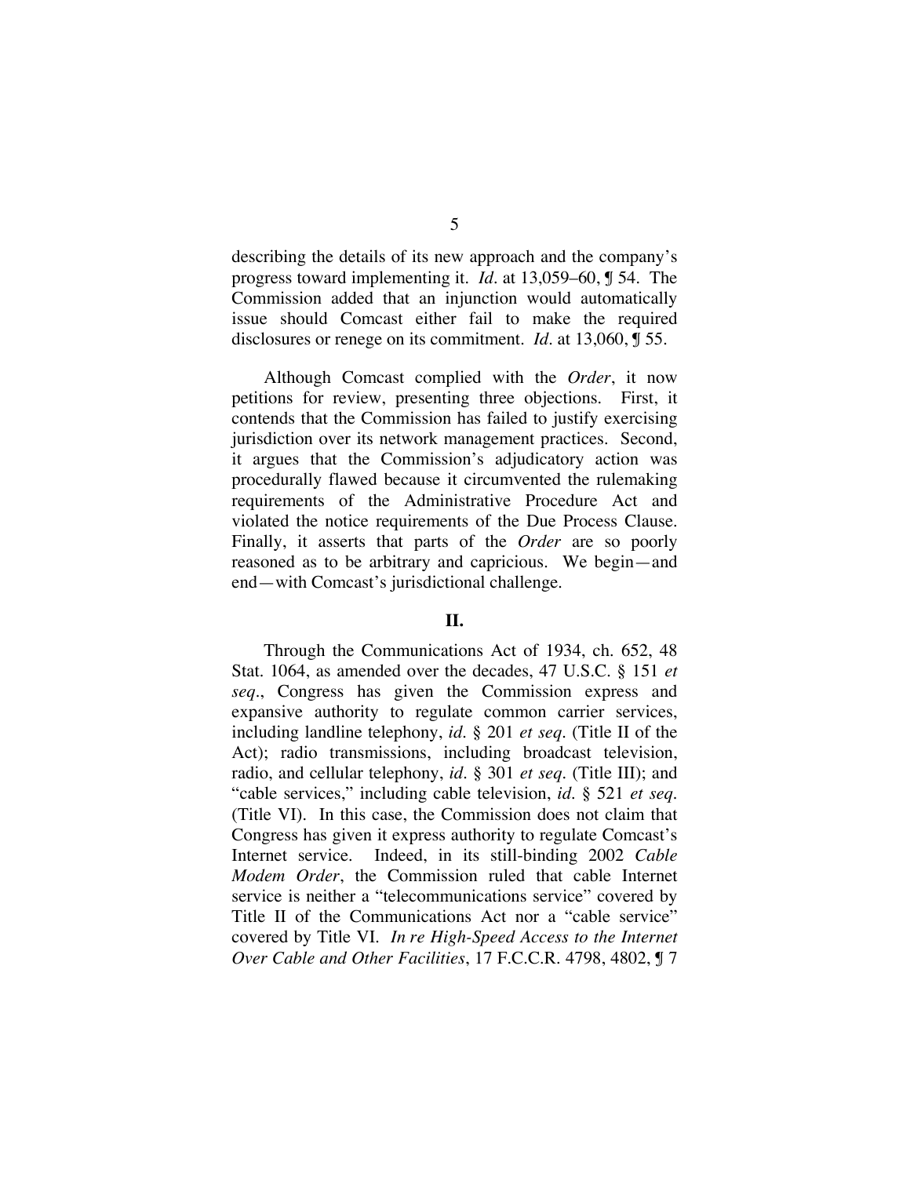describing the details of its new approach and the company's progress toward implementing it. *Id.* at 13,059–60, ¶ 54. The Commission added that an injunction would automatically issue should Comcast either fail to make the required disclosures or renege on its commitment. *Id.* at 13,060, ¶ 55.

Although Comcast complied with the *Order*, it now petitions for review, presenting three objections. First, it contends that the Commission has failed to justify exercising jurisdiction over its network management practices. Second, it argues that the Commission's adjudicatory action was procedurally flawed because it circumvented the rulemaking requirements of the Administrative Procedure Act and violated the notice requirements of the Due Process Clause. Finally, it asserts that parts of the *Order* are so poorly reasoned as to be arbitrary and capricious. We begin—and end—with Comcast's jurisdictional challenge.

## II.

Through the Communications Act of 1934, ch. 652, 48 Stat. 1064, as amended over the decades, 47 U.S.C. § 151 *et seq.*, Congress has given the Commission express and expansive authority to regulate common carrier services, including landline telephony, *id.* § 201 *et seq.* (Title II of the Act); radio transmissions, including broadcast television, radio, and cellular telephony, *id.* § 301 *et seq.* (Title III); and "cable services," including cable television, *id.* § 521 *et seq.* (Title VI). In this case, the Commission does not claim that Congress has given it express authority to regulate Comcast's Internet service. Indeed, in its still-binding 2002 *Cable Modem Order*, the Commission ruled that cable Internet service is neither a "telecommunications service" covered by Title II of the Communications Act nor a "cable service" covered by Title VI. *In re High-Speed Access to the Internet Over Cable and Other Facilities*, 17 F.C.C.R. 4798, 4802, ¶ 7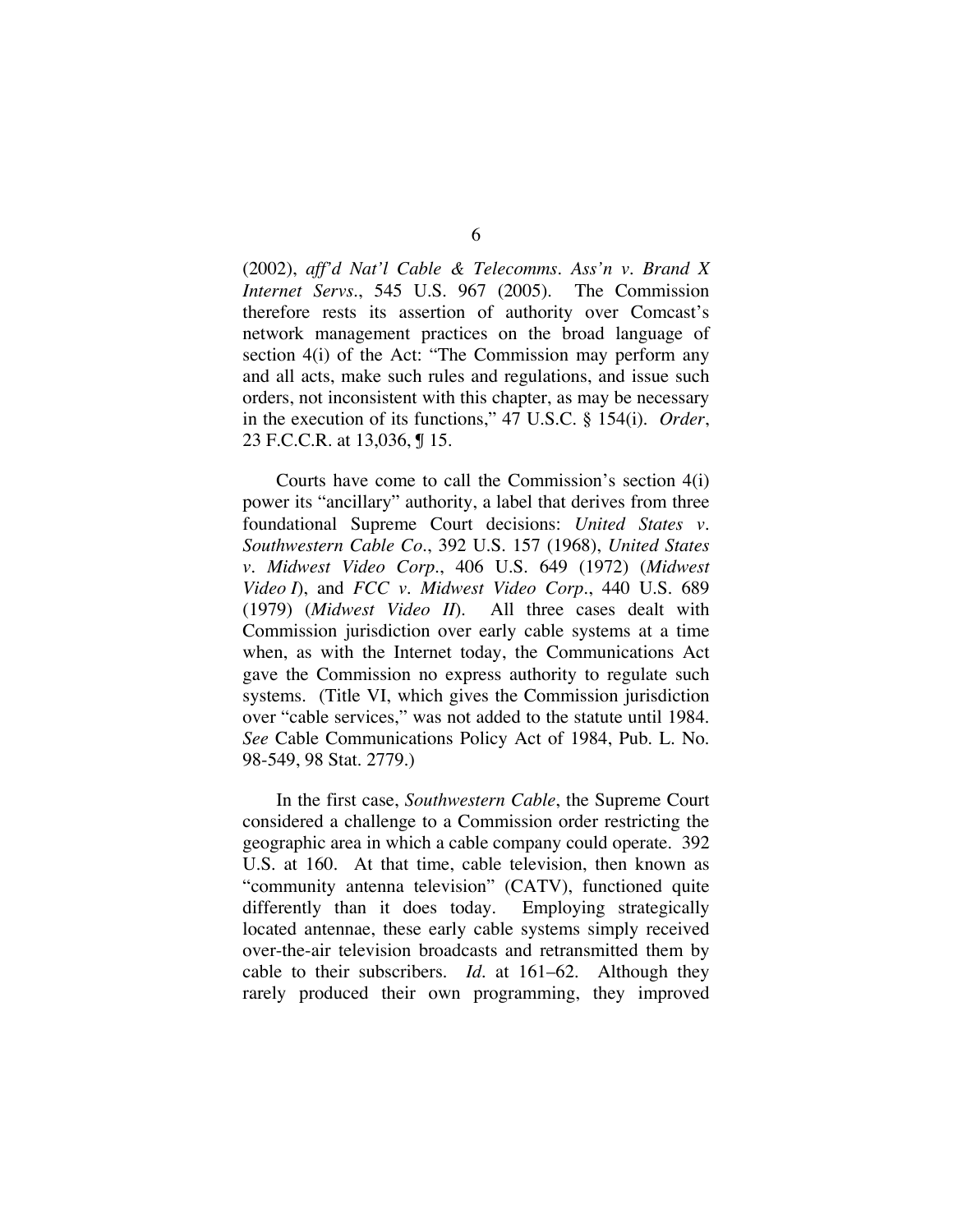(2002), *aff'd Nat'l Cable & Telecomms. Ass'n v. Brand X Internet Servs.*, 545 U.S. 967 (2005). The Commission therefore rests its assertion of authority over Comcast's network management practices on the broad language of section 4(i) of the Act: "The Commission may perform any and all acts, make such rules and regulations, and issue such orders, not inconsistent with this chapter, as may be necessary in the execution of its functions," 47 U.S.C. § 154(i). *Order*, 23 F.C.C.R. at 13,036, ¶ 15.

Courts have come to call the Commission's section 4(i) power its "ancillary" authority, a label that derives from three foundational Supreme Court decisions: *United States v. Southwestern Cable Co.*, 392 U.S. 157 (1968), *United States v. Midwest Video Corp.*, 406 U.S. 649 (1972) (*Midwest Video I*), and *FCC v. Midwest Video Corp.*, 440 U.S. 689 (1979) (*Midwest Video II*). All three cases dealt with Commission jurisdiction over early cable systems at a time when, as with the Internet today, the Communications Act gave the Commission no express authority to regulate such systems. (Title VI, which gives the Commission jurisdiction over "cable services," was not added to the statute until 1984. *See* Cable Communications Policy Act of 1984, Pub. L. No. 98-549, 98 Stat. 2779.)

In the first case, *Southwestern Cable*, the Supreme Court considered a challenge to a Commission order restricting the geographic area in which a cable company could operate. 392 U.S. at 160. At that time, cable television, then known as "community antenna television" (CATV), functioned quite differently than it does today. Employing strategically located antennae, these early cable systems simply received over-the-air television broadcasts and retransmitted them by cable to their subscribers. *Id.* at 161–62. Although they rarely produced their own programming, they improved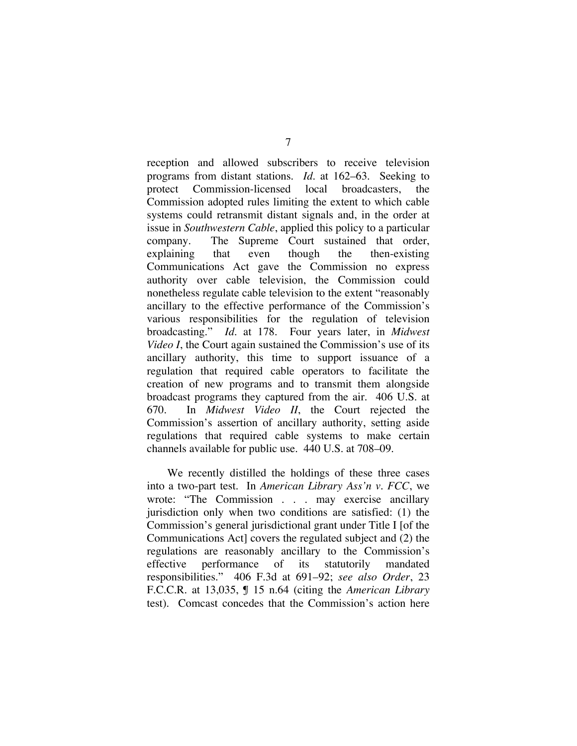reception and allowed subscribers to receive television programs from distant stations. *Id.* at 162–63. Seeking to protect Commission-licensed local broadcasters, the Commission adopted rules limiting the extent to which cable systems could retransmit distant signals and, in the order at issue in *Southwestern Cable*, applied this policy to a particular company. The Supreme Court sustained that order, explaining that even though the then-existing Communications Act gave the Commission no express authority over cable television, the Commission could nonetheless regulate cable television to the extent "reasonably ancillary to the effective performance of the Commission's various responsibilities for the regulation of television broadcasting." *Id.* at 178. Four years later, in *Midwest Video I*, the Court again sustained the Commission's use of its ancillary authority, this time to support issuance of a regulation that required cable operators to facilitate the creation of new programs and to transmit them alongside broadcast programs they captured from the air. 406 U.S. at 670. In *Midwest Video II*, the Court rejected the Commission's assertion of ancillary authority, setting aside regulations that required cable systems to make certain channels available for public use. 440 U.S. at 708–09.

We recently distilled the holdings of these three cases into a two-part test. In *American Library Ass'n v. FCC*, we wrote: "The Commission . . . may exercise ancillary jurisdiction only when two conditions are satisfied: (1) the Commission's general jurisdictional grant under Title I [of the Communications Act] covers the regulated subject and (2) the regulations are reasonably ancillary to the Commission's effective performance of its statutorily mandated responsibilities." 406 F.3d at 691–92; *see also Order*, 23 F.C.C.R. at 13,035, ¶ 15 n.64 (citing the *American Library* test). Comcast concedes that the Commission's action here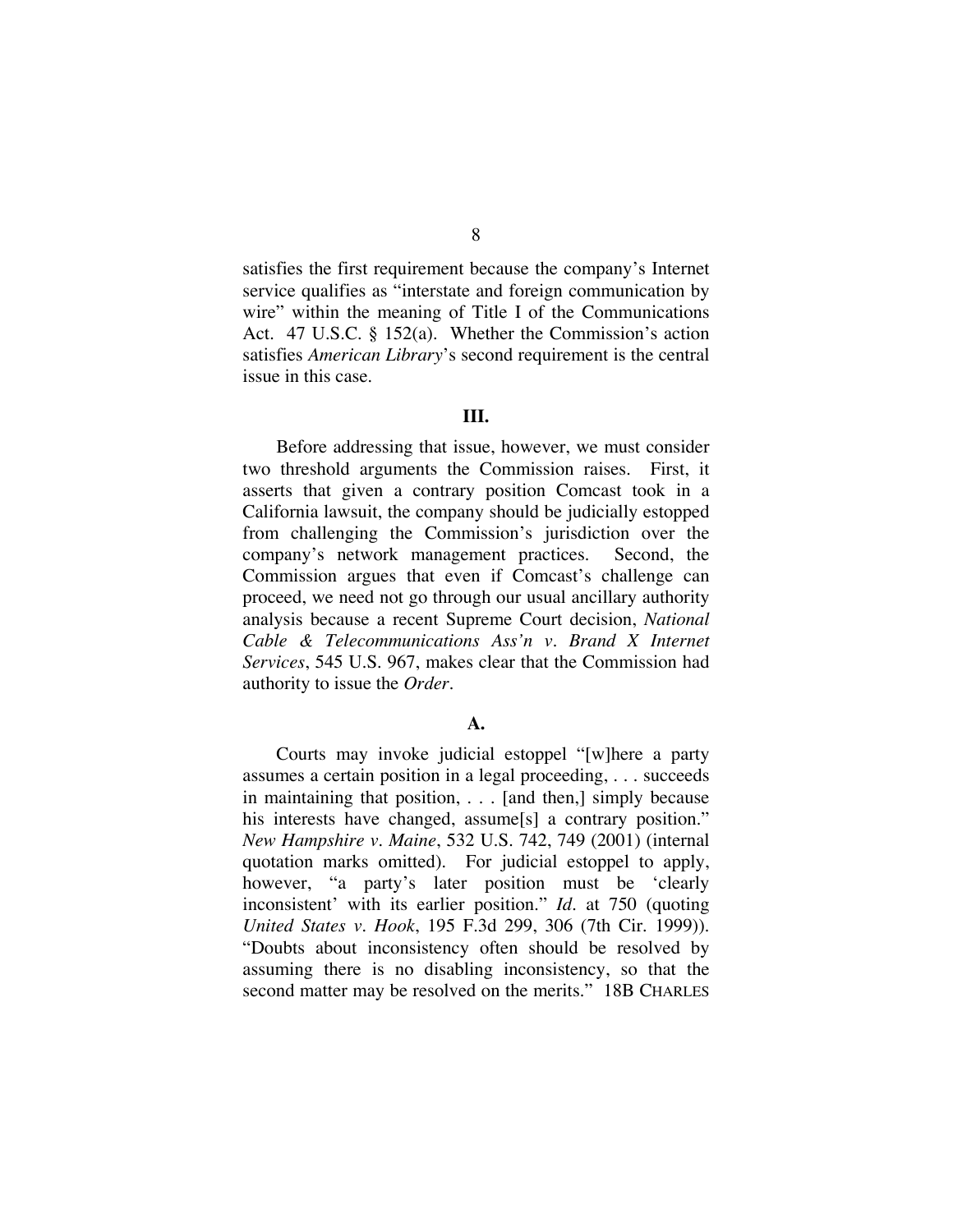satisfies the first requirement because the company's Internet service qualifies as "interstate and foreign communication by wire" within the meaning of Title I of the Communications Act. 47 U.S.C. § 152(a). Whether the Commission's action satisfies *American Library*'s second requirement is the central issue in this case.

## III.

Before addressing that issue, however, we must consider two threshold arguments the Commission raises. First, it asserts that given a contrary position Comcast took in a California lawsuit, the company should be judicially estopped from challenging the Commission's jurisdiction over the company's network management practices. Second, the Commission argues that even if Comcast's challenge can proceed, we need not go through our usual ancillary authority analysis because a recent Supreme Court decision, *National Cable & Telecommunications Ass'n v. Brand X Internet Services*, 545 U.S. 967, makes clear that the Commission had authority to issue the *Order*.

### A.

Courts may invoke judicial estoppel "[w]here a party assumes a certain position in a legal proceeding, . . . succeeds in maintaining that position, . . . [and then,] simply because his interests have changed, assume[s] a contrary position." *New Hampshire v. Maine*, 532 U.S. 742, 749 (2001) (internal quotation marks omitted). For judicial estoppel to apply, however, "a party's later position must be 'clearly inconsistent' with its earlier position." *Id.* at 750 (quoting *United States v. Hook*, 195 F.3d 299, 306 (7th Cir. 1999)). "Doubts about inconsistency often should be resolved by assuming there is no disabling inconsistency, so that the second matter may be resolved on the merits." 18B CHARLES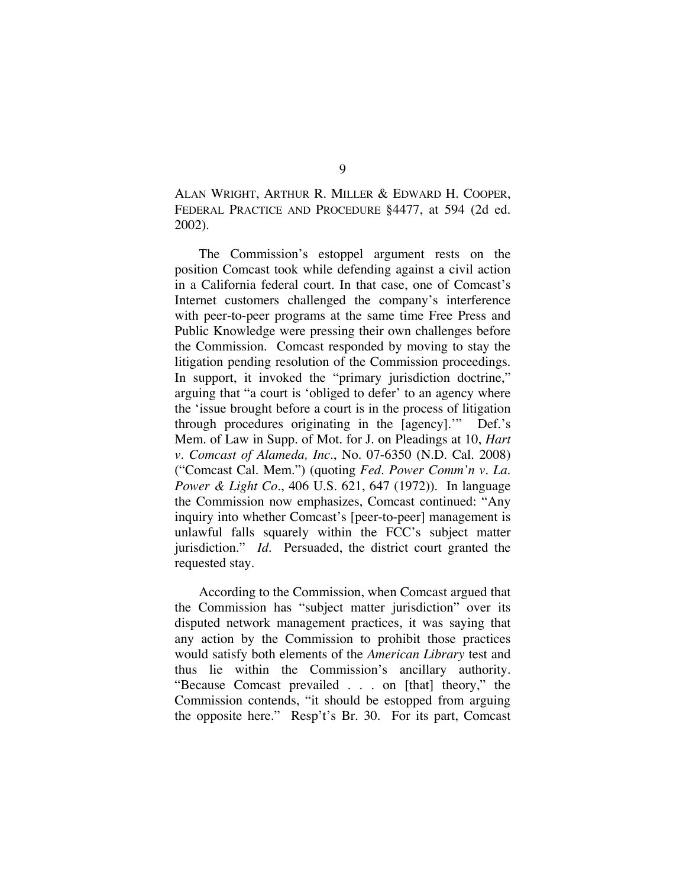ALAN WRIGHT, ARTHUR R. MILLER & EDWARD H. COOPER, FEDERAL PRACTICE AND PROCEDURE §4477, at 594 (2d ed. 2002).

The Commission's estoppel argument rests on the position Comcast took while defending against a civil action in a California federal court. In that case, one of Comcast's Internet customers challenged the company's interference with peer-to-peer programs at the same time Free Press and Public Knowledge were pressing their own challenges before the Commission. Comcast responded by moving to stay the litigation pending resolution of the Commission proceedings. In support, it invoked the "primary jurisdiction doctrine," arguing that "a court is 'obliged to defer' to an agency where the 'issue brought before a court is in the process of litigation through procedures originating in the [agency].'" Def.'s Mem. of Law in Supp. of Mot. for J. on Pleadings at 10, *Hart v. Comcast of Alameda, Inc*., No. 07-6350 (N.D. Cal. 2008) ("Comcast Cal. Mem.") (quoting *Fed. Power Comm'n v. La. Power & Light Co*., 406 U.S. 621, 647 (1972)). In language the Commission now emphasizes, Comcast continued: "Any inquiry into whether Comcast's [peer-to-peer] management is unlawful falls squarely within the FCC's subject matter jurisdiction." *Id.* Persuaded, the district court granted the requested stay.

According to the Commission, when Comcast argued that the Commission has "subject matter jurisdiction" over its disputed network management practices, it was saying that any action by the Commission to prohibit those practices would satisfy both elements of the *American Library* test and thus lie within the Commission's ancillary authority. "Because Comcast prevailed . . . on [that] theory," the Commission contends, "it should be estopped from arguing the opposite here." Resp't's Br. 30. For its part, Comcast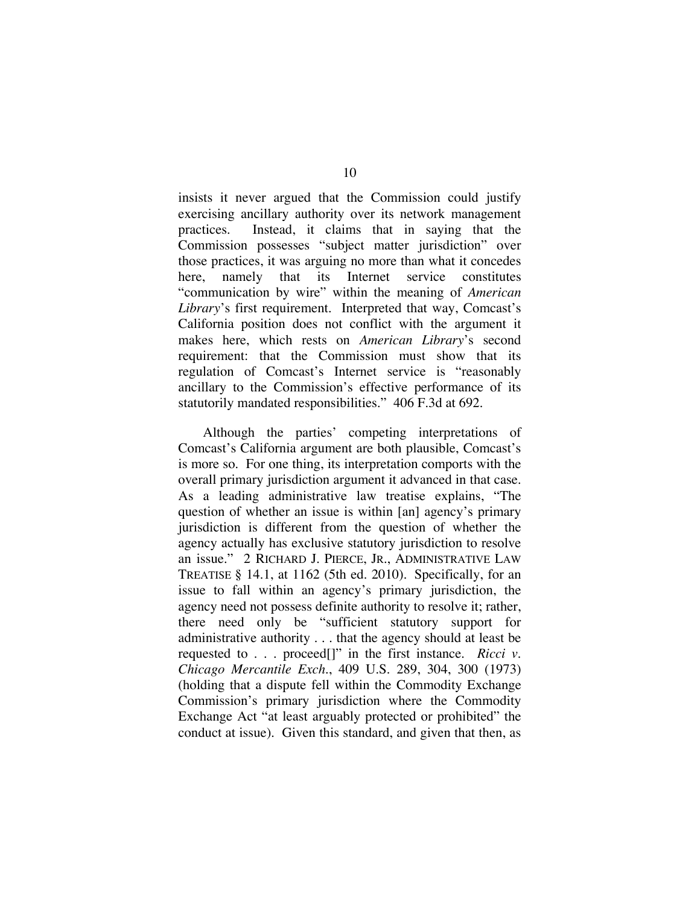insists it never argued that the Commission could justify exercising ancillary authority over its network management practices. Instead, it claims that in saying that the Commission possesses "subject matter jurisdiction" over those practices, it was arguing no more than what it concedes here, namely that its Internet service constitutes "communication by wire" within the meaning of *American Library*'s first requirement. Interpreted that way, Comcast's California position does not conflict with the argument it makes here, which rests on *American Library*'s second requirement: that the Commission must show that its regulation of Comcast's Internet service is "reasonably ancillary to the Commission's effective performance of its statutorily mandated responsibilities." 406 F.3d at 692.

Although the parties' competing interpretations of Comcast's California argument are both plausible, Comcast's is more so. For one thing, its interpretation comports with the overall primary jurisdiction argument it advanced in that case. As a leading administrative law treatise explains, "The question of whether an issue is within [an] agency's primary jurisdiction is different from the question of whether the agency actually has exclusive statutory jurisdiction to resolve an issue." 2 RICHARD J. PIERCE, JR., ADMINISTRATIVE LAW TREATISE § 14.1, at 1162 (5th ed. 2010). Specifically, for an issue to fall within an agency's primary jurisdiction, the agency need not possess definite authority to resolve it; rather, there need only be "sufficient statutory support for administrative authority . . . that the agency should at least be requested to . . . proceed[]" in the first instance. *Ricci v. Chicago Mercantile Exch.*, 409 U.S. 289, 304, 300 (1973) (holding that a dispute fell within the Commodity Exchange Commission's primary jurisdiction where the Commodity Exchange Act "at least arguably protected or prohibited" the conduct at issue). Given this standard, and given that then, as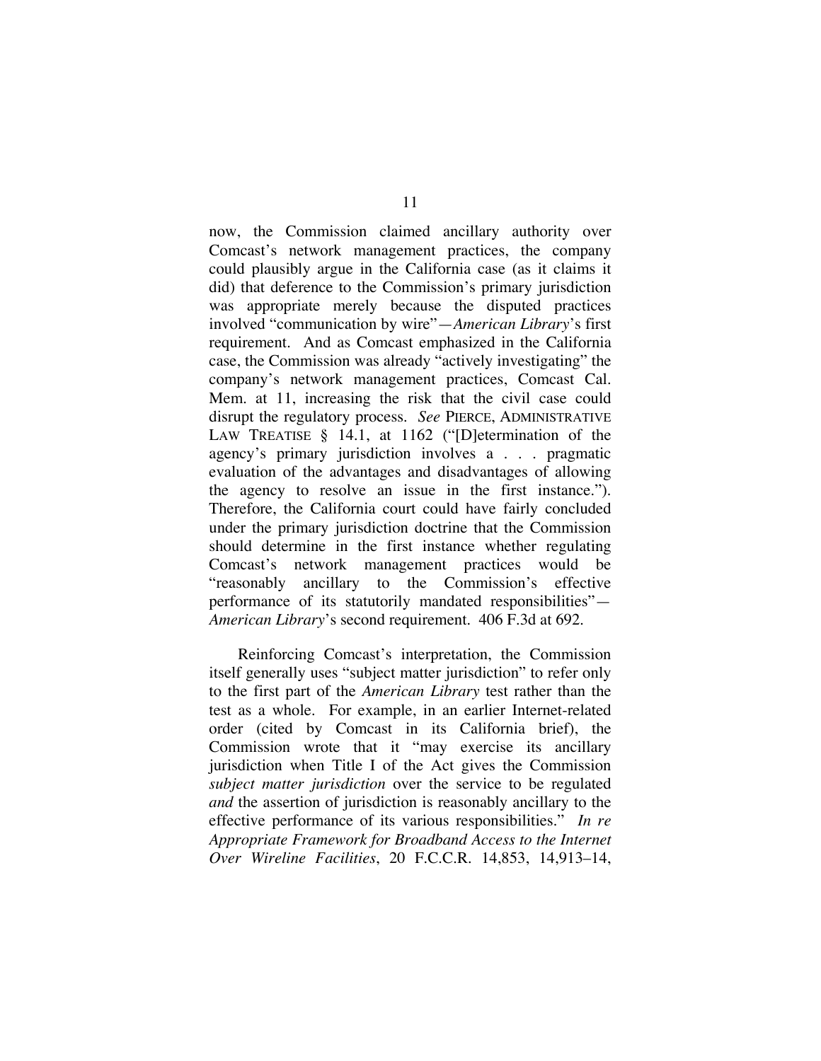now, the Commission claimed ancillary authority over Comcast's network management practices, the company could plausibly argue in the California case (as it claims it did) that deference to the Commission's primary jurisdiction was appropriate merely because the disputed practices involved "communication by wire"—*American Library*'s first requirement. And as Comcast emphasized in the California case, the Commission was already "actively investigating" the company's network management practices, Comcast Cal. Mem. at 11, increasing the risk that the civil case could disrupt the regulatory process. *See* PIERCE, ADMINISTRATIVE LAW TREATISE § 14.1, at 1162 ("[D]etermination of the agency's primary jurisdiction involves a . . . pragmatic evaluation of the advantages and disadvantages of allowing the agency to resolve an issue in the first instance."). Therefore, the California court could have fairly concluded under the primary jurisdiction doctrine that the Commission should determine in the first instance whether regulating Comcast's network management practices would be "reasonably ancillary to the Commission's effective performance of its statutorily mandated responsibilities"—*American Library*'s second requirement. 406 F.3d at 692.

Reinforcing Comcast's interpretation, the Commission itself generally uses "subject matter jurisdiction" to refer only to the first part of the *American Library* test rather than the test as a whole. For example, in an earlier Internet-related order (cited by Comcast in its California brief), the Commission wrote that it "may exercise its ancillary jurisdiction when Title I of the Act gives the Commission *subject matter jurisdiction* over the service to be regulated *and* the assertion of jurisdiction is reasonably ancillary to the effective performance of its various responsibilities." *In re Appropriate Framework for Broadband Access to the Internet Over Wireline Facilities*, 20 F.C.C.R. 14,853, 14,913–14,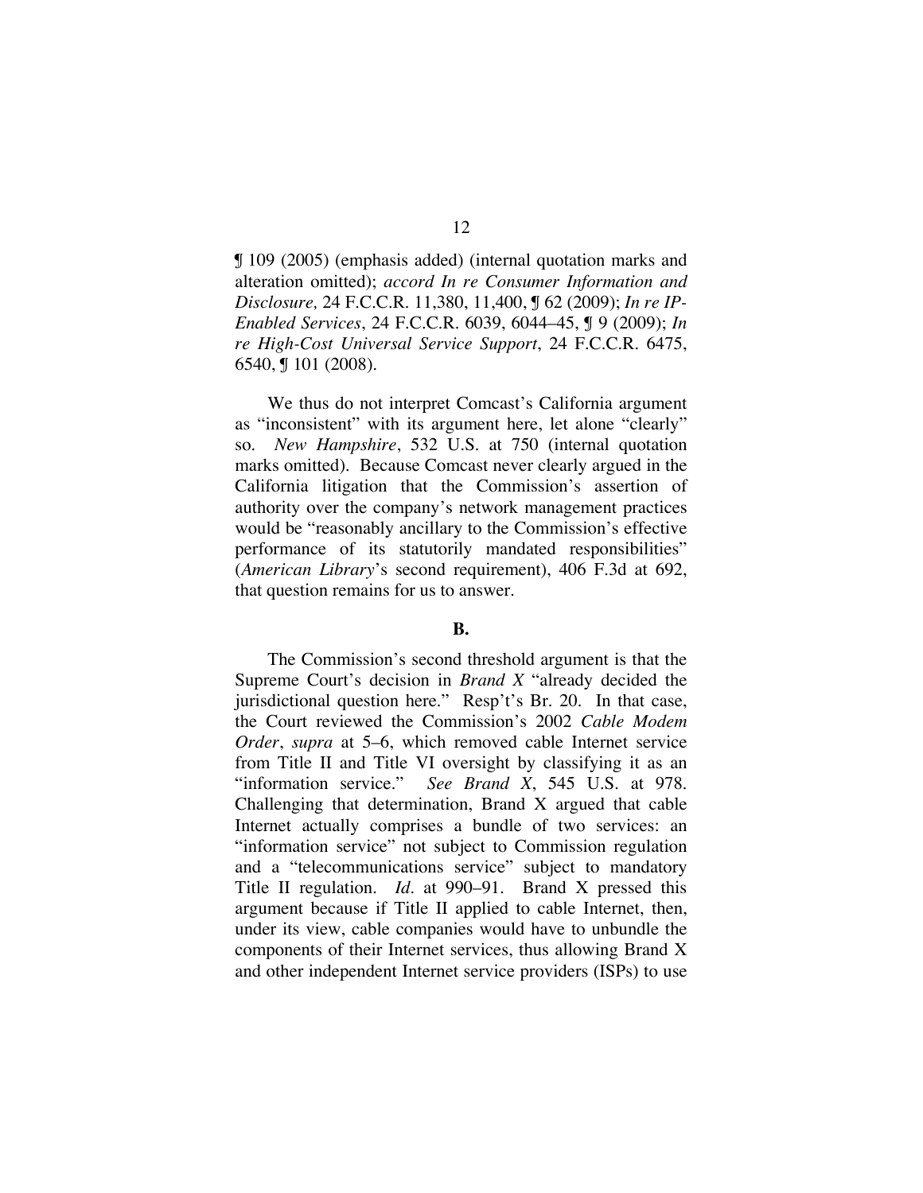¶ 109 (2005) (emphasis added) (internal quotation marks and alteration omitted); *accord In re Consumer Information and Disclosure,* 24 F.C.C.R. 11,380, 11,400, ¶ 62 (2009); *In re IP-Enabled Services*, 24 F.C.C.R. 6039, 6044–45, ¶ 9 (2009); *In re High-Cost Universal Service Support*, 24 F.C.C.R. 6475, 6540, ¶ 101 (2008).

We thus do not interpret Comcast's California argument as "inconsistent" with its argument here, let alone "clearly" so. *New Hampshire*, 532 U.S. at 750 (internal quotation marks omitted). Because Comcast never clearly argued in the California litigation that the Commission's assertion of authority over the company's network management practices would be "reasonably ancillary to the Commission's effective performance of its statutorily mandated responsibilities" (*American Library*'s second requirement), 406 F.3d at 692, that question remains for us to answer.

**B.**

The Commission's second threshold argument is that the Supreme Court's decision in *Brand X* "already decided the jurisdictional question here." Resp't's Br. 20. In that case, the Court reviewed the Commission's 2002 *Cable Modem Order*, *supra* at 5–6, which removed cable Internet service from Title II and Title VI oversight by classifying it as an "information service." *See Brand X*, 545 U.S. at 978. Challenging that determination, Brand X argued that cable Internet actually comprises a bundle of two services: an "information service" not subject to Commission regulation and a "telecommunications service" subject to mandatory Title II regulation. *Id*. at 990–91. Brand X pressed this argument because if Title II applied to cable Internet, then, under its view, cable companies would have to unbundle the components of their Internet services, thus allowing Brand X and other independent Internet service providers (ISPs) to use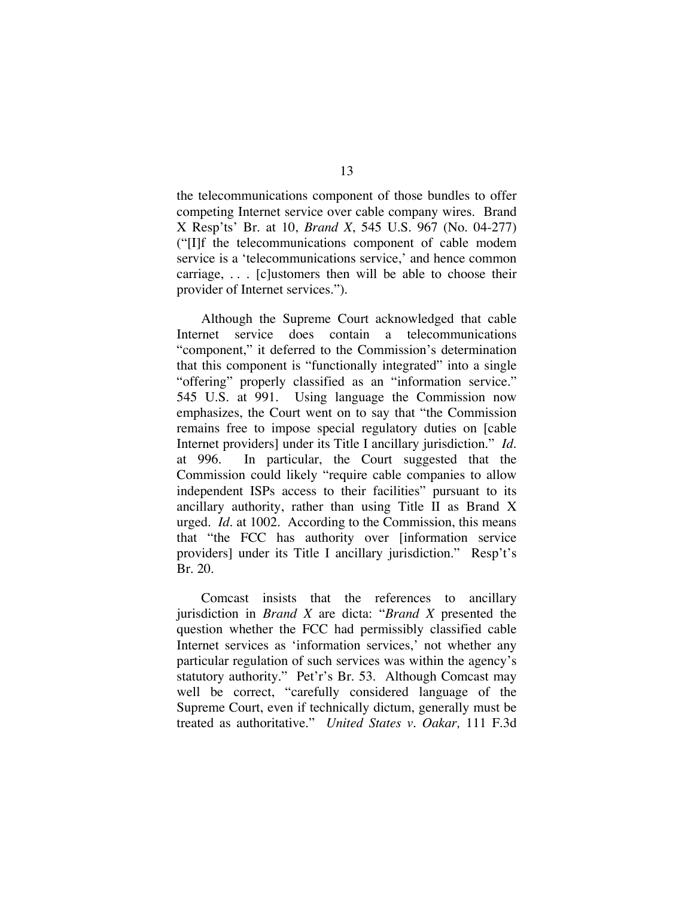the telecommunications component of those bundles to offer competing Internet service over cable company wires. Brand X Resp'ts' Br. at 10, *Brand X*, 545 U.S. 967 (No. 04-277) ("[I]f the telecommunications component of cable modem service is a 'telecommunications service,' and hence common carriage, . . . [c]ustomers then will be able to choose their provider of Internet services.").

Although the Supreme Court acknowledged that cable Internet service does contain a telecommunications "component," it deferred to the Commission's determination that this component is "functionally integrated" into a single "offering" properly classified as an "information service." 545 U.S. at 991. Using language the Commission now emphasizes, the Court went on to say that "the Commission remains free to impose special regulatory duties on [cable Internet providers] under its Title I ancillary jurisdiction." *Id.* at 996. In particular, the Court suggested that the Commission could likely "require cable companies to allow independent ISPs access to their facilities" pursuant to its ancillary authority, rather than using Title II as Brand X urged. *Id.* at 1002. According to the Commission, this means that "the FCC has authority over [information service providers] under its Title I ancillary jurisdiction." Resp't's Br. 20.

Comcast insists that the references to ancillary jurisdiction in *Brand X* are dicta: "*Brand X* presented the question whether the FCC had permissibly classified cable Internet services as 'information services,' not whether any particular regulation of such services was within the agency's statutory authority." Pet'r's Br. 53. Although Comcast may well be correct, "carefully considered language of the Supreme Court, even if technically dictum, generally must be treated as authoritative." *United States v. Oakar,* 111 F.3d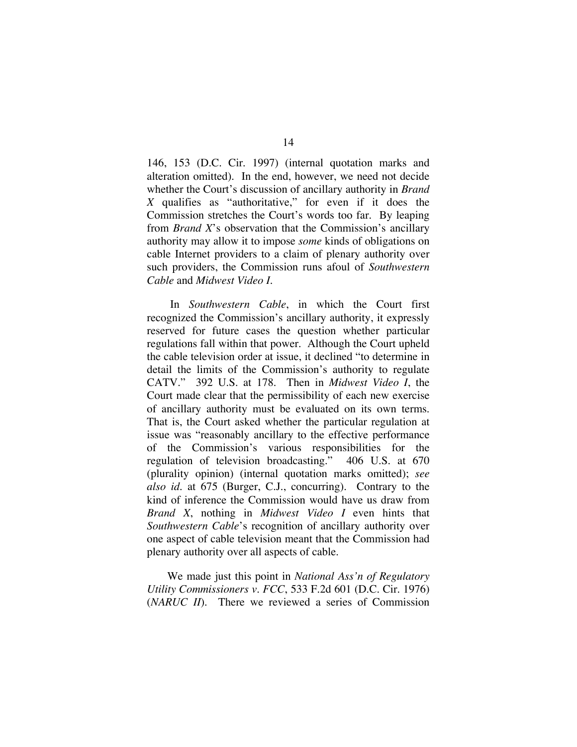146, 153 (D.C. Cir. 1997) (internal quotation marks and alteration omitted). In the end, however, we need not decide whether the Court's discussion of ancillary authority in *Brand X* qualifies as "authoritative," for even if it does the Commission stretches the Court's words too far. By leaping from *Brand X*'s observation that the Commission's ancillary authority may allow it to impose *some* kinds of obligations on cable Internet providers to a claim of plenary authority over such providers, the Commission runs afoul of *Southwestern Cable* and *Midwest Video I*.

In *Southwestern Cable*, in which the Court first recognized the Commission's ancillary authority, it expressly reserved for future cases the question whether particular regulations fall within that power. Although the Court upheld the cable television order at issue, it declined "to determine in detail the limits of the Commission's authority to regulate CATV." 392 U.S. at 178. Then in *Midwest Video I*, the Court made clear that the permissibility of each new exercise of ancillary authority must be evaluated on its own terms. That is, the Court asked whether the particular regulation at issue was "reasonably ancillary to the effective performance of the Commission's various responsibilities for the regulation of television broadcasting." 406 U.S. at 670 (plurality opinion) (internal quotation marks omitted); *see also id.* at 675 (Burger, C.J., concurring). Contrary to the kind of inference the Commission would have us draw from *Brand X*, nothing in *Midwest Video I* even hints that *Southwestern Cable*'s recognition of ancillary authority over one aspect of cable television meant that the Commission had plenary authority over all aspects of cable.

We made just this point in *National Ass'n of Regulatory Utility Commissioners v. FCC*, 533 F.2d 601 (D.C. Cir. 1976) (*NARUC II*). There we reviewed a series of Commission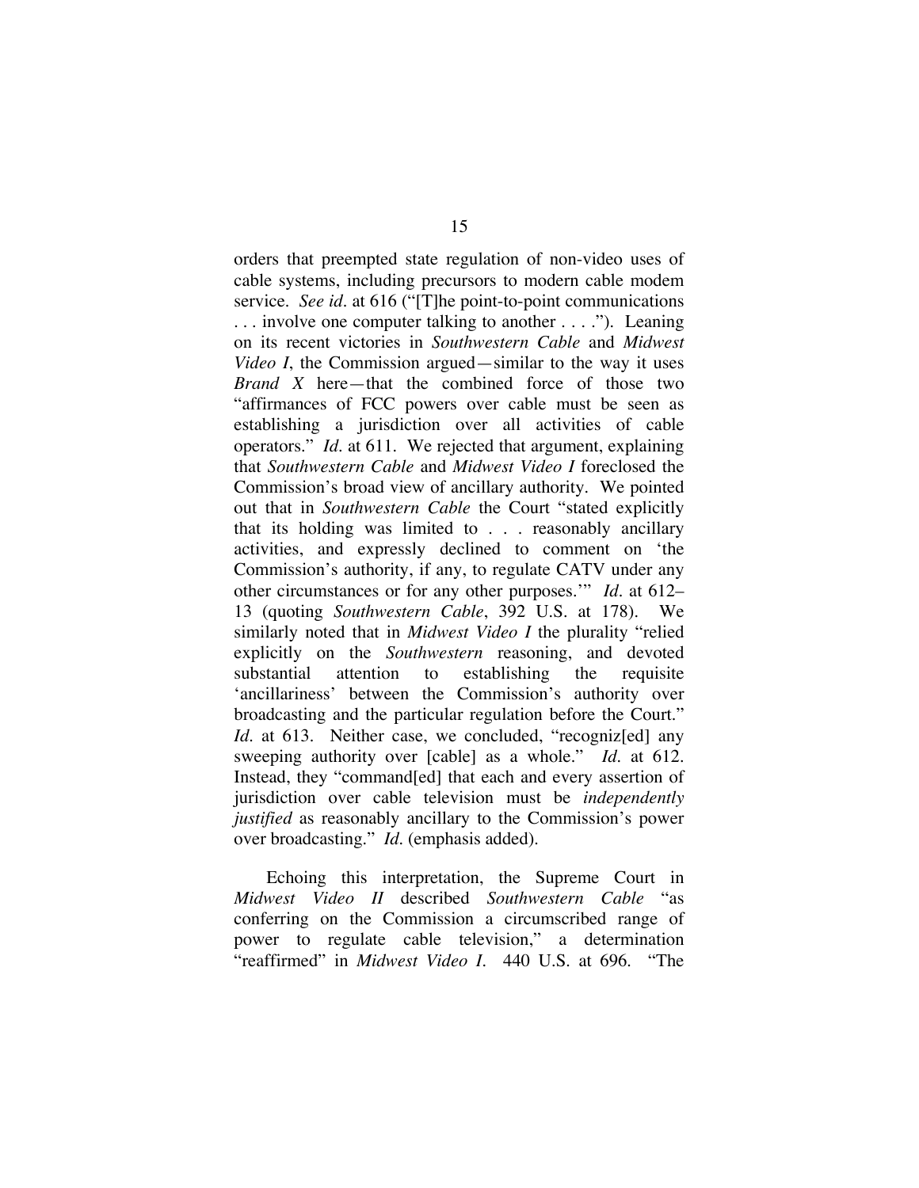orders that preempted state regulation of non-video uses of cable systems, including precursors to modern cable modem service. *See id.* at 616 ("[T]he point-to-point communications . . . involve one computer talking to another . . . ."). Leaning on its recent victories in *Southwestern Cable* and *Midwest Video I*, the Commission argued—similar to the way it uses *Brand X* here—that the combined force of those two "affirmances of FCC powers over cable must be seen as establishing a jurisdiction over all activities of cable operators." *Id.* at 611. We rejected that argument, explaining that *Southwestern Cable* and *Midwest Video I* foreclosed the Commission's broad view of ancillary authority. We pointed out that in *Southwestern Cable* the Court "stated explicitly that its holding was limited to . . . reasonably ancillary activities, and expressly declined to comment on 'the Commission's authority, if any, to regulate CATV under any other circumstances or for any other purposes.'" *Id.* at 612–13 (quoting *Southwestern Cable*, 392 U.S. at 178). We similarly noted that in *Midwest Video I* the plurality "relied explicitly on the *Southwestern* reasoning, and devoted substantial attention to establishing the requisite 'ancillariness' between the Commission's authority over broadcasting and the particular regulation before the Court." *Id.* at 613. Neither case, we concluded, "recogniz[ed] any sweeping authority over [cable] as a whole." *Id.* at 612. Instead, they "command[ed] that each and every assertion of jurisdiction over cable television must be *independently justified* as reasonably ancillary to the Commission's power over broadcasting." *Id.* (emphasis added).

Echoing this interpretation, the Supreme Court in *Midwest Video II* described *Southwestern Cable* "as conferring on the Commission a circumscribed range of power to regulate cable television," a determination "reaffirmed" in *Midwest Video I*. 440 U.S. at 696. "The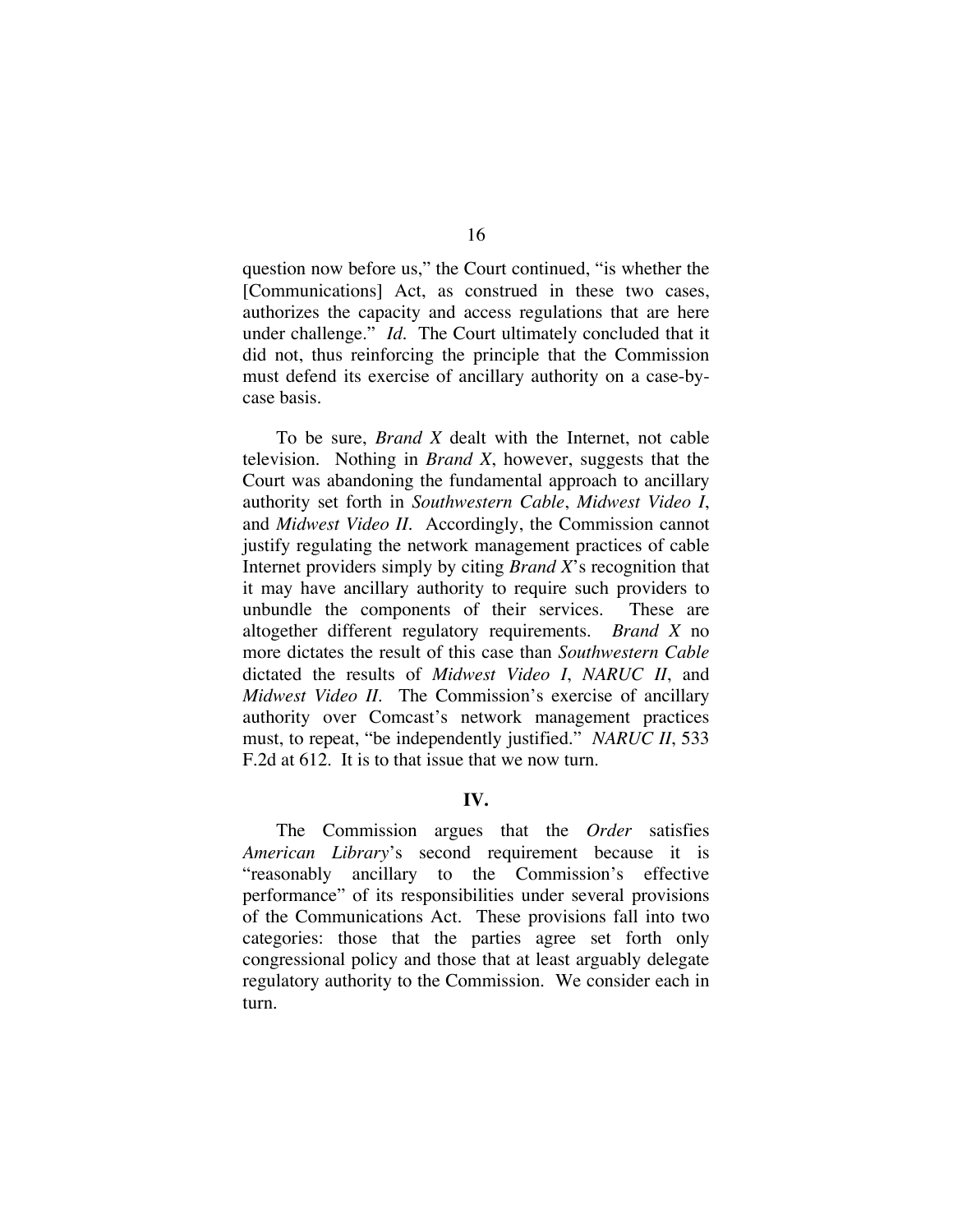question now before us," the Court continued, "is whether the [Communications] Act, as construed in these two cases, authorizes the capacity and access regulations that are here under challenge." *Id.* The Court ultimately concluded that it did not, thus reinforcing the principle that the Commission must defend its exercise of ancillary authority on a case-by-case basis.

To be sure, *Brand X* dealt with the Internet, not cable television. Nothing in *Brand X*, however, suggests that the Court was abandoning the fundamental approach to ancillary authority set forth in *Southwestern Cable*, *Midwest Video I*, and *Midwest Video II*. Accordingly, the Commission cannot justify regulating the network management practices of cable Internet providers simply by citing *Brand X*'s recognition that it may have ancillary authority to require such providers to unbundle the components of their services. These are altogether different regulatory requirements. *Brand X* no more dictates the result of this case than *Southwestern Cable* dictated the results of *Midwest Video I*, *NARUC II*, and *Midwest Video II*. The Commission's exercise of ancillary authority over Comcast's network management practices must, to repeat, "be independently justified." *NARUC II*, 533 F.2d at 612. It is to that issue that we now turn.

## IV.

The Commission argues that the *Order* satisfies *American Library*'s second requirement because it is "reasonably ancillary to the Commission's effective performance" of its responsibilities under several provisions of the Communications Act. These provisions fall into two categories: those that the parties agree set forth only congressional policy and those that at least arguably delegate regulatory authority to the Commission. We consider each in turn.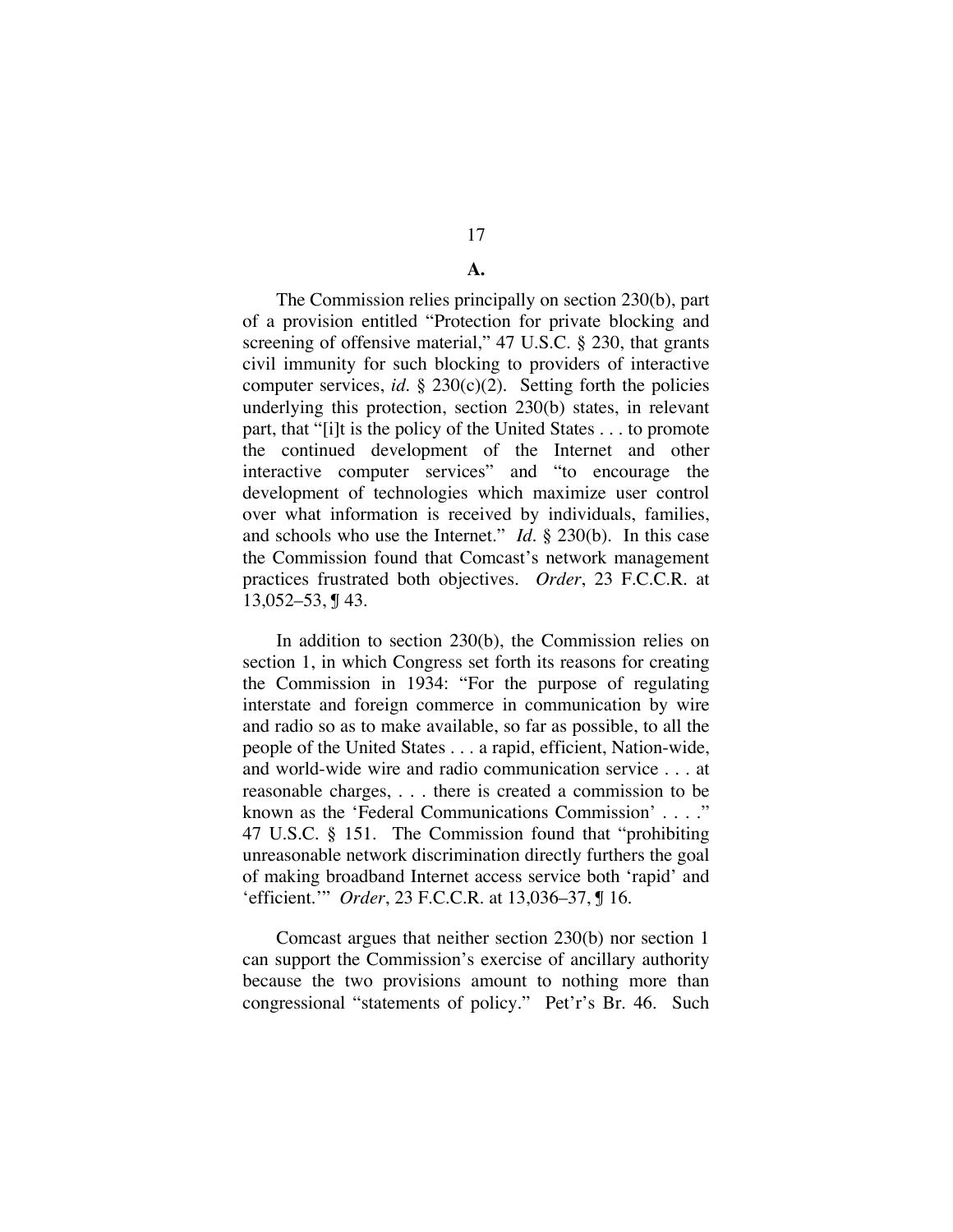## A.

The Commission relies principally on section 230(b), part of a provision entitled "Protection for private blocking and screening of offensive material," 47 U.S.C. § 230, that grants civil immunity for such blocking to providers of interactive computer services, *id.* § 230(c)(2). Setting forth the policies underlying this protection, section 230(b) states, in relevant part, that "[i]t is the policy of the United States . . . to promote the continued development of the Internet and other interactive computer services" and "to encourage the development of technologies which maximize user control over what information is received by individuals, families, and schools who use the Internet." *Id.* § 230(b). In this case the Commission found that Comcast's network management practices frustrated both objectives. *Order*, 23 F.C.C.R. at 13,052–53, ¶ 43.

In addition to section 230(b), the Commission relies on section 1, in which Congress set forth its reasons for creating the Commission in 1934: "For the purpose of regulating interstate and foreign commerce in communication by wire and radio so as to make available, so far as possible, to all the people of the United States . . . a rapid, efficient, Nation-wide, and world-wide wire and radio communication service . . . at reasonable charges, . . . there is created a commission to be known as the 'Federal Communications Commission' . . . ." 47 U.S.C. § 151. The Commission found that "prohibiting unreasonable network discrimination directly furthers the goal of making broadband Internet access service both 'rapid' and 'efficient.'" *Order*, 23 F.C.C.R. at 13,036–37, ¶ 16.

Comcast argues that neither section 230(b) nor section 1 can support the Commission's exercise of ancillary authority because the two provisions amount to nothing more than congressional "statements of policy." Pet'r's Br. 46. Such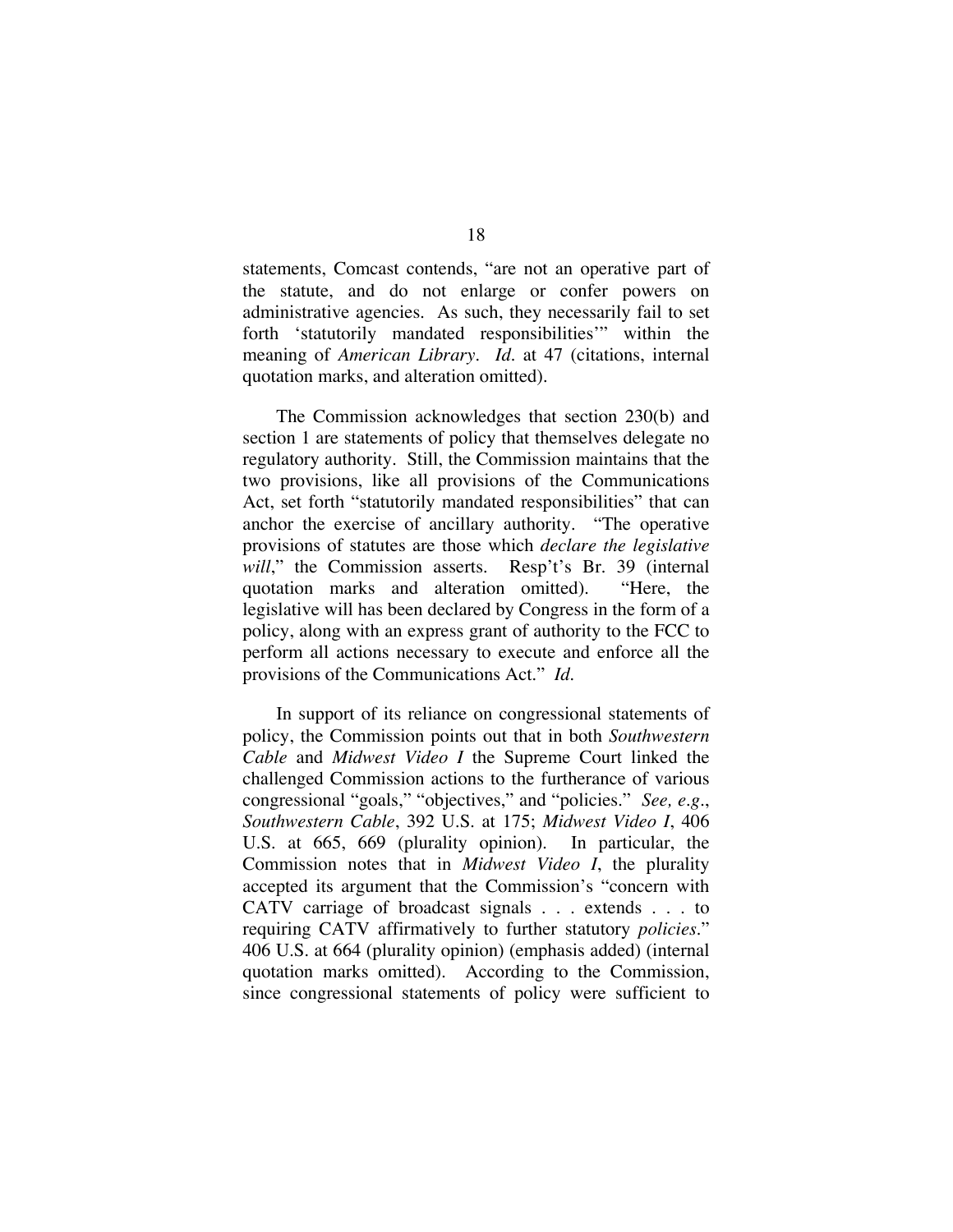statements, Comcast contends, "are not an operative part of the statute, and do not enlarge or confer powers on administrative agencies. As such, they necessarily fail to set forth 'statutorily mandated responsibilities'" within the meaning of *American Library*. *Id.* at 47 (citations, internal quotation marks, and alteration omitted).

The Commission acknowledges that section 230(b) and section 1 are statements of policy that themselves delegate no regulatory authority. Still, the Commission maintains that the two provisions, like all provisions of the Communications Act, set forth "statutorily mandated responsibilities" that can anchor the exercise of ancillary authority. "The operative provisions of statutes are those which *declare the legislative will*," the Commission asserts. Resp't's Br. 39 (internal quotation marks and alteration omitted). "Here, the legislative will has been declared by Congress in the form of a policy, along with an express grant of authority to the FCC to perform all actions necessary to execute and enforce all the provisions of the Communications Act." *Id.*

In support of its reliance on congressional statements of policy, the Commission points out that in both *Southwestern Cable* and *Midwest Video I* the Supreme Court linked the challenged Commission actions to the furtherance of various congressional "goals," "objectives," and "policies." *See, e.g.*, *Southwestern Cable*, 392 U.S. at 175; *Midwest Video I*, 406 U.S. at 665, 669 (plurality opinion). In particular, the Commission notes that in *Midwest Video I*, the plurality accepted its argument that the Commission's "concern with CATV carriage of broadcast signals . . . extends . . . to requiring CATV affirmatively to further statutory *policies*." 406 U.S. at 664 (plurality opinion) (emphasis added) (internal quotation marks omitted). According to the Commission, since congressional statements of policy were sufficient to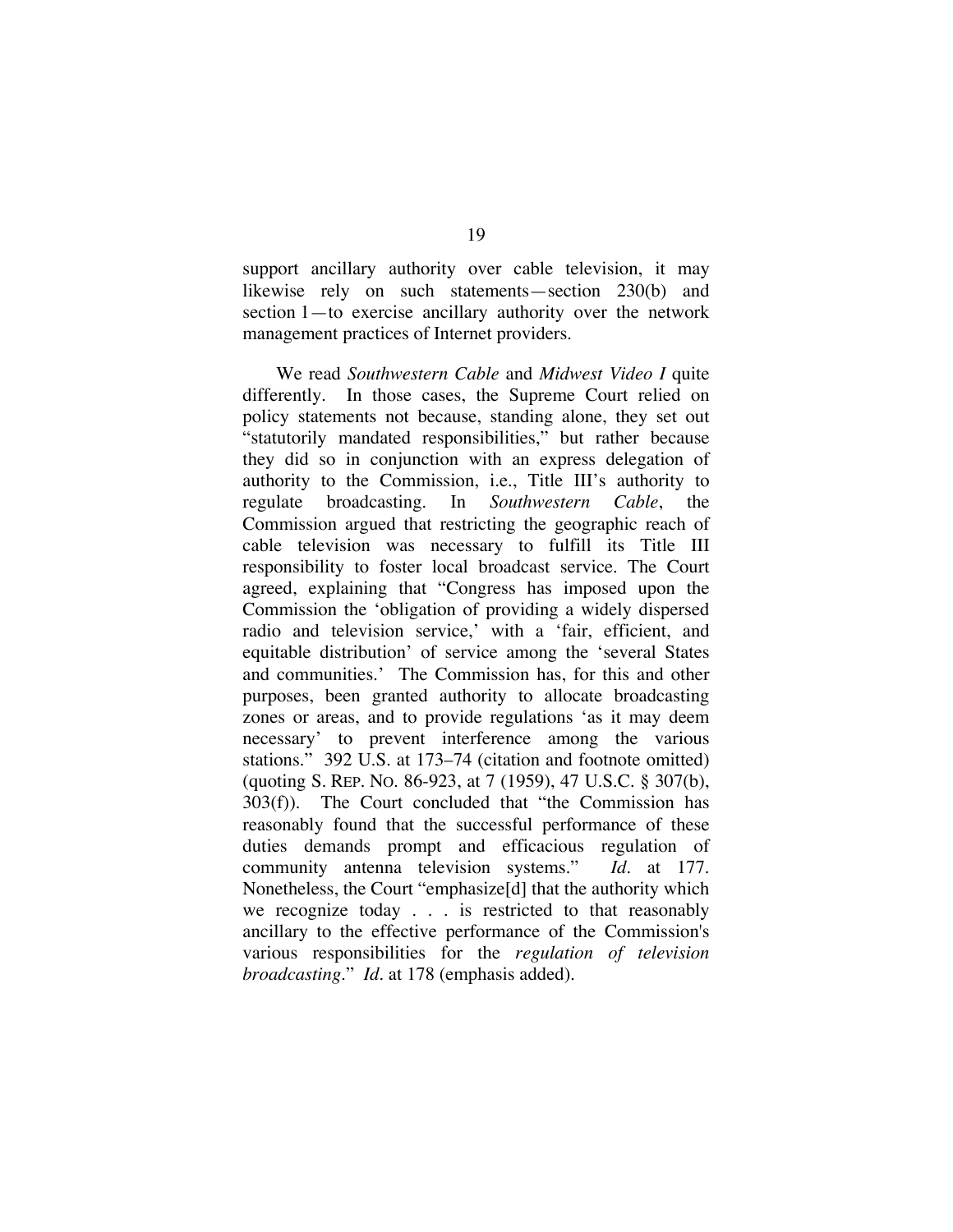support ancillary authority over cable television, it may likewise rely on such statements—section 230(b) and section 1—to exercise ancillary authority over the network management practices of Internet providers.

We read *Southwestern Cable* and *Midwest Video I* quite differently. In those cases, the Supreme Court relied on policy statements not because, standing alone, they set out "statutorily mandated responsibilities," but rather because they did so in conjunction with an express delegation of authority to the Commission, i.e., Title III's authority to regulate broadcasting. In *Southwestern Cable*, the Commission argued that restricting the geographic reach of cable television was necessary to fulfill its Title III responsibility to foster local broadcast service. The Court agreed, explaining that "Congress has imposed upon the Commission the 'obligation of providing a widely dispersed radio and television service,' with a 'fair, efficient, and equitable distribution' of service among the 'several States and communities.' The Commission has, for this and other purposes, been granted authority to allocate broadcasting zones or areas, and to provide regulations 'as it may deem necessary' to prevent interference among the various stations." 392 U.S. at 173–74 (citation and footnote omitted) (quoting S. REP. NO. 86-923, at 7 (1959), 47 U.S.C. § 307(b), 303(f)). The Court concluded that "the Commission has reasonably found that the successful performance of these duties demands prompt and efficacious regulation of community antenna television systems." *Id.* at 177. Nonetheless, the Court "emphasize[d] that the authority which we recognize today . . . is restricted to that reasonably ancillary to the effective performance of the Commission's various responsibilities for the *regulation of television broadcasting*." *Id.* at 178 (emphasis added).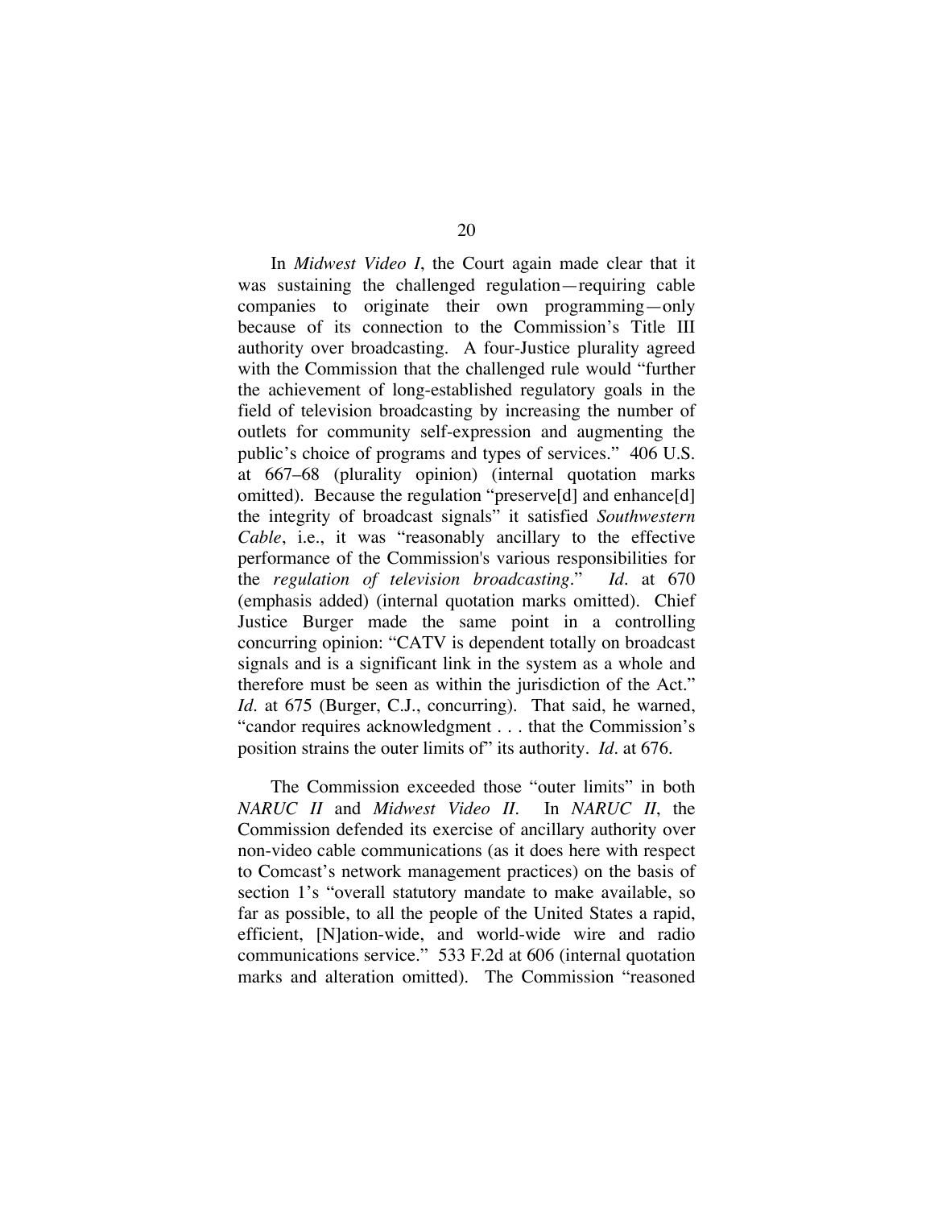In *Midwest Video I*, the Court again made clear that it was sustaining the challenged regulation—requiring cable companies to originate their own programming—only because of its connection to the Commission's Title III authority over broadcasting. A four-Justice plurality agreed with the Commission that the challenged rule would "further the achievement of long-established regulatory goals in the field of television broadcasting by increasing the number of outlets for community self-expression and augmenting the public's choice of programs and types of services." 406 U.S. at 667–68 (plurality opinion) (internal quotation marks omitted). Because the regulation "preserve[d] and enhance[d] the integrity of broadcast signals" it satisfied *Southwestern Cable*, i.e., it was "reasonably ancillary to the effective performance of the Commission's various responsibilities for the *regulation of television broadcasting*." *Id*. at 670 (emphasis added) (internal quotation marks omitted). Chief Justice Burger made the same point in a controlling concurring opinion: "CATV is dependent totally on broadcast signals and is a significant link in the system as a whole and therefore must be seen as within the jurisdiction of the Act." *Id*. at 675 (Burger, C.J., concurring). That said, he warned, "candor requires acknowledgment . . . that the Commission's position strains the outer limits of" its authority. *Id*. at 676.

The Commission exceeded those "outer limits" in both *NARUC II* and *Midwest Video II*. In *NARUC II*, the Commission defended its exercise of ancillary authority over non-video cable communications (as it does here with respect to Comcast's network management practices) on the basis of section 1's "overall statutory mandate to make available, so far as possible, to all the people of the United States a rapid, efficient, [N]ation-wide, and world-wide wire and radio communications service." 533 F.2d at 606 (internal quotation marks and alteration omitted). The Commission "reasoned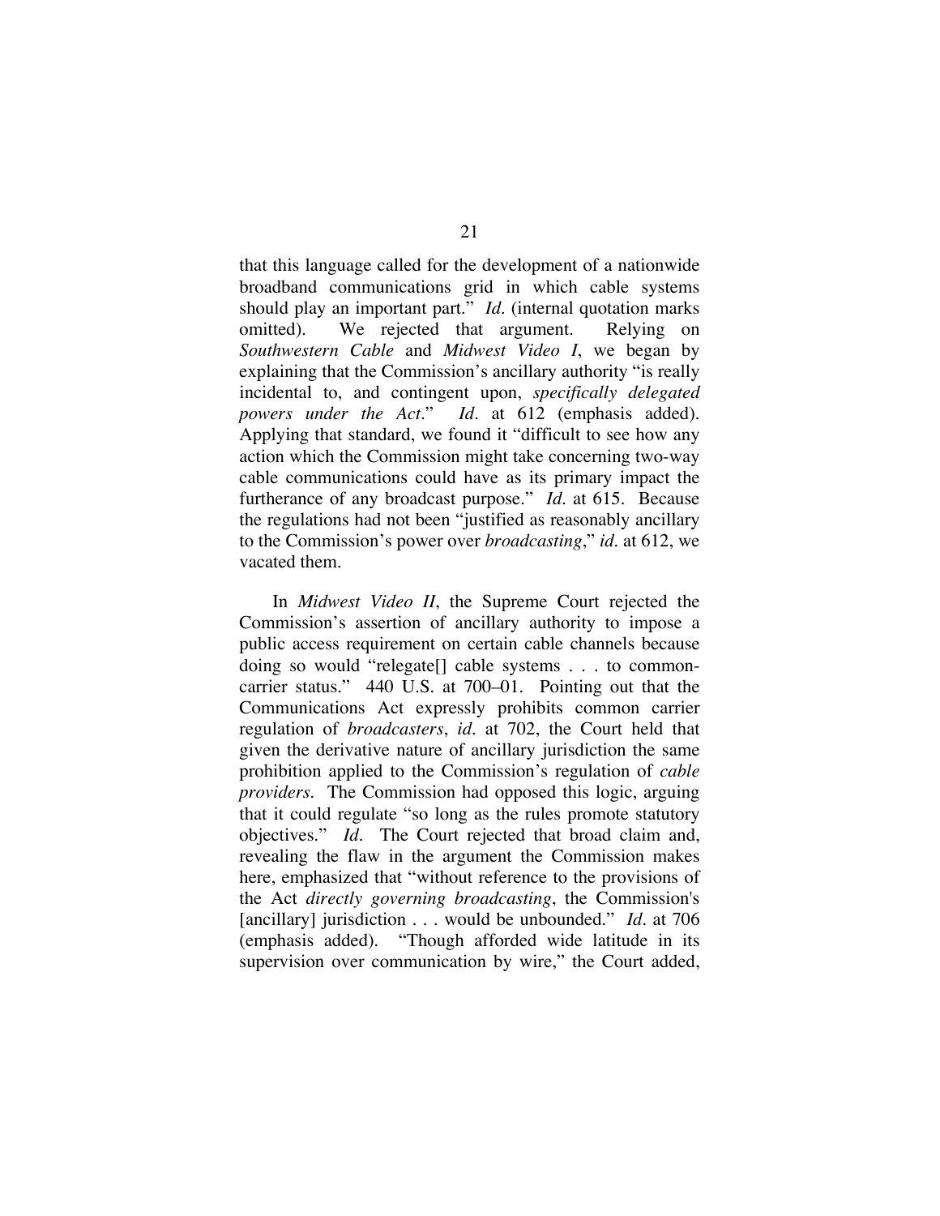that this language called for the development of a nationwide broadband communications grid in which cable systems should play an important part." *Id.* (internal quotation marks omitted). We rejected that argument. Relying on *Southwestern Cable* and *Midwest Video I*, we began by explaining that the Commission's ancillary authority "is really incidental to, and contingent upon, *specifically delegated powers under the Act*." *Id.* at 612 (emphasis added). Applying that standard, we found it "difficult to see how any action which the Commission might take concerning two-way cable communications could have as its primary impact the furtherance of any broadcast purpose." *Id.* at 615. Because the regulations had not been "justified as reasonably ancillary to the Commission's power over *broadcasting*," *id.* at 612, we vacated them.

In *Midwest Video II*, the Supreme Court rejected the Commission's assertion of ancillary authority to impose a public access requirement on certain cable channels because doing so would "relegate[] cable systems . . . to common-carrier status." 440 U.S. at 700–01. Pointing out that the Communications Act expressly prohibits common carrier regulation of *broadcasters*, *id.* at 702, the Court held that given the derivative nature of ancillary jurisdiction the same prohibition applied to the Commission's regulation of *cable providers*. The Commission had opposed this logic, arguing that it could regulate "so long as the rules promote statutory objectives." *Id.* The Court rejected that broad claim and, revealing the flaw in the argument the Commission makes here, emphasized that "without reference to the provisions of the Act *directly governing broadcasting*, the Commission's [ancillary] jurisdiction . . . would be unbounded." *Id.* at 706 (emphasis added). "Though afforded wide latitude in its supervision over communication by wire," the Court added,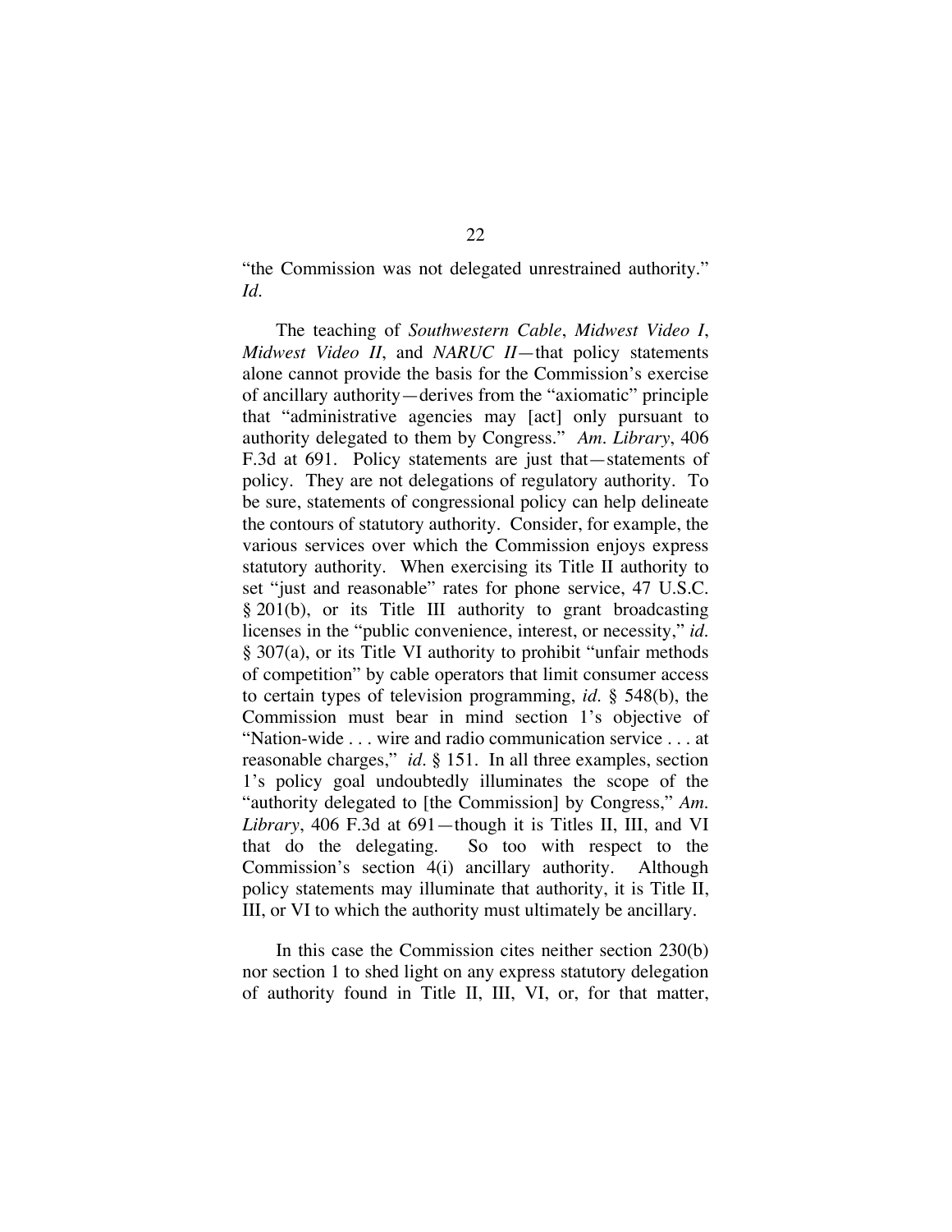"the Commission was not delegated unrestrained authority." *Id.*

The teaching of *Southwestern Cable*, *Midwest Video I*, *Midwest Video II*, and *NARUC II*—that policy statements alone cannot provide the basis for the Commission's exercise of ancillary authority—derives from the "axiomatic" principle that "administrative agencies may [act] only pursuant to authority delegated to them by Congress." *Am. Library*, 406 F.3d at 691. Policy statements are just that—statements of policy. They are not delegations of regulatory authority. To be sure, statements of congressional policy can help delineate the contours of statutory authority. Consider, for example, the various services over which the Commission enjoys express statutory authority. When exercising its Title II authority to set "just and reasonable" rates for phone service, 47 U.S.C. § 201(b), or its Title III authority to grant broadcasting licenses in the "public convenience, interest, or necessity," *id.* § 307(a), or its Title VI authority to prohibit "unfair methods of competition" by cable operators that limit consumer access to certain types of television programming, *id.* § 548(b), the Commission must bear in mind section 1's objective of "Nation-wide . . . wire and radio communication service . . . at reasonable charges," *id.* § 151. In all three examples, section 1's policy goal undoubtedly illuminates the scope of the "authority delegated to [the Commission] by Congress," *Am. Library*, 406 F.3d at 691—though it is Titles II, III, and VI that do the delegating. So too with respect to the Commission's section 4(i) ancillary authority. Although policy statements may illuminate that authority, it is Title II, III, or VI to which the authority must ultimately be ancillary.

In this case the Commission cites neither section 230(b) nor section 1 to shed light on any express statutory delegation of authority found in Title II, III, VI, or, for that matter,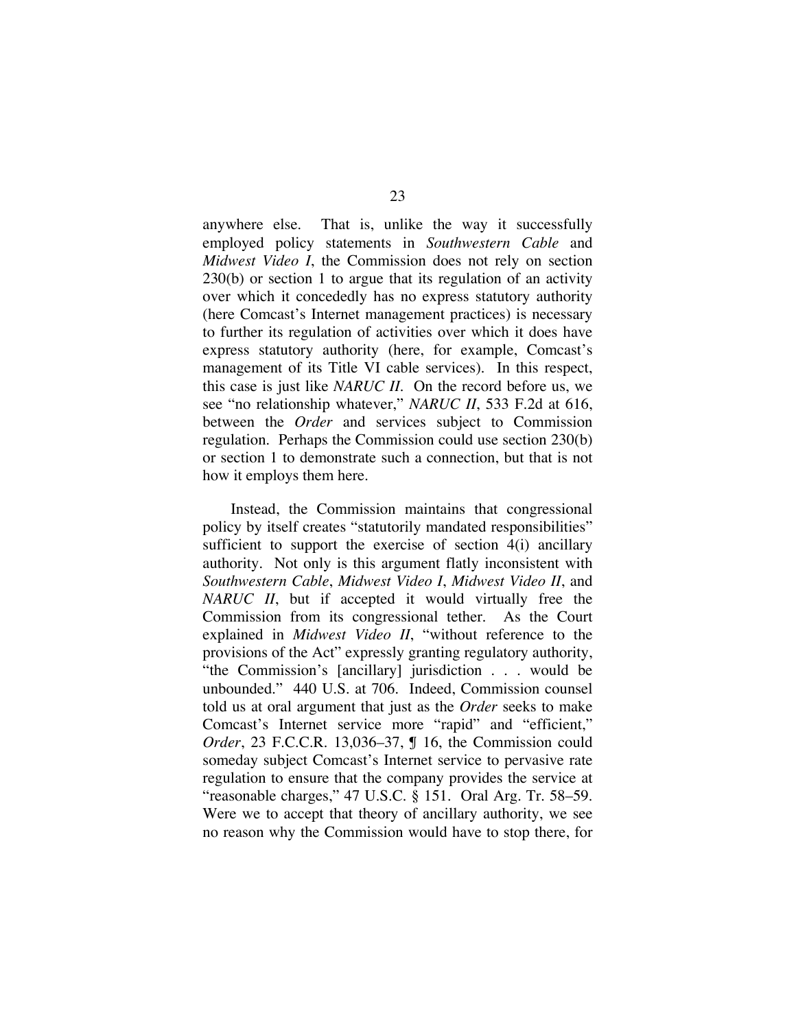anywhere else. That is, unlike the way it successfully employed policy statements in *Southwestern Cable* and *Midwest Video I*, the Commission does not rely on section 230(b) or section 1 to argue that its regulation of an activity over which it concededly has no express statutory authority (here Comcast's Internet management practices) is necessary to further its regulation of activities over which it does have express statutory authority (here, for example, Comcast's management of its Title VI cable services). In this respect, this case is just like *NARUC II*. On the record before us, we see "no relationship whatever," *NARUC II*, 533 F.2d at 616, between the *Order* and services subject to Commission regulation. Perhaps the Commission could use section 230(b) or section 1 to demonstrate such a connection, but that is not how it employs them here.

Instead, the Commission maintains that congressional policy by itself creates "statutorily mandated responsibilities" sufficient to support the exercise of section 4(i) ancillary authority. Not only is this argument flatly inconsistent with *Southwestern Cable*, *Midwest Video I*, *Midwest Video II*, and *NARUC II*, but if accepted it would virtually free the Commission from its congressional tether. As the Court explained in *Midwest Video II*, "without reference to the provisions of the Act" expressly granting regulatory authority, "the Commission's [ancillary] jurisdiction . . . would be unbounded." 440 U.S. at 706. Indeed, Commission counsel told us at oral argument that just as the *Order* seeks to make Comcast's Internet service more "rapid" and "efficient," *Order*, 23 F.C.C.R. 13,036–37, ¶ 16, the Commission could someday subject Comcast's Internet service to pervasive rate regulation to ensure that the company provides the service at "reasonable charges," 47 U.S.C. § 151. Oral Arg. Tr. 58–59. Were we to accept that theory of ancillary authority, we see no reason why the Commission would have to stop there, for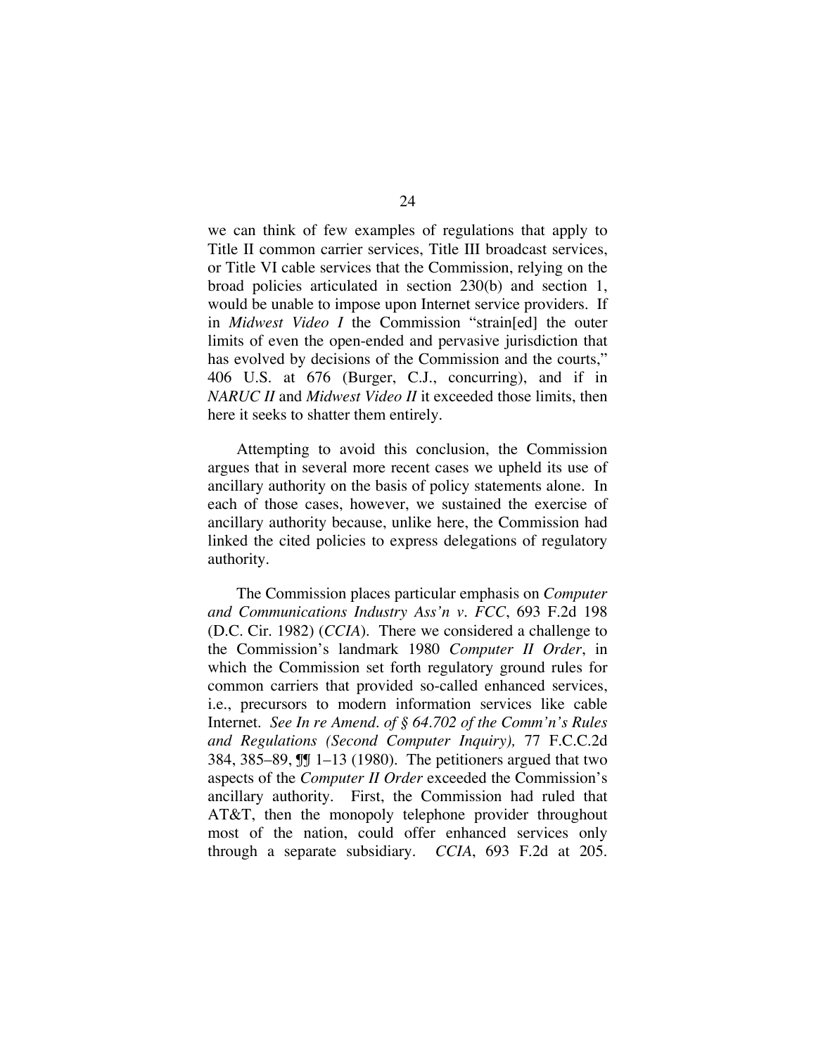we can think of few examples of regulations that apply to Title II common carrier services, Title III broadcast services, or Title VI cable services that the Commission, relying on the broad policies articulated in section 230(b) and section 1, would be unable to impose upon Internet service providers. If in *Midwest Video I* the Commission "strain[ed] the outer limits of even the open-ended and pervasive jurisdiction that has evolved by decisions of the Commission and the courts," 406 U.S. at 676 (Burger, C.J., concurring), and if in *NARUC II* and *Midwest Video II* it exceeded those limits, then here it seeks to shatter them entirely.

Attempting to avoid this conclusion, the Commission argues that in several more recent cases we upheld its use of ancillary authority on the basis of policy statements alone. In each of those cases, however, we sustained the exercise of ancillary authority because, unlike here, the Commission had linked the cited policies to express delegations of regulatory authority.

The Commission places particular emphasis on *Computer and Communications Industry Ass'n v. FCC*, 693 F.2d 198 (D.C. Cir. 1982) (*CCIA*). There we considered a challenge to the Commission's landmark 1980 *Computer II Order*, in which the Commission set forth regulatory ground rules for common carriers that provided so-called enhanced services, i.e., precursors to modern information services like cable Internet. *See In re Amend. of § 64.702 of the Comm'n's Rules and Regulations (Second Computer Inquiry),* 77 F.C.C.2d 384, 385–89, ¶¶ 1–13 (1980). The petitioners argued that two aspects of the *Computer II Order* exceeded the Commission's ancillary authority. First, the Commission had ruled that AT&T, then the monopoly telephone provider throughout most of the nation, could offer enhanced services only through a separate subsidiary. *CCIA*, 693 F.2d at 205.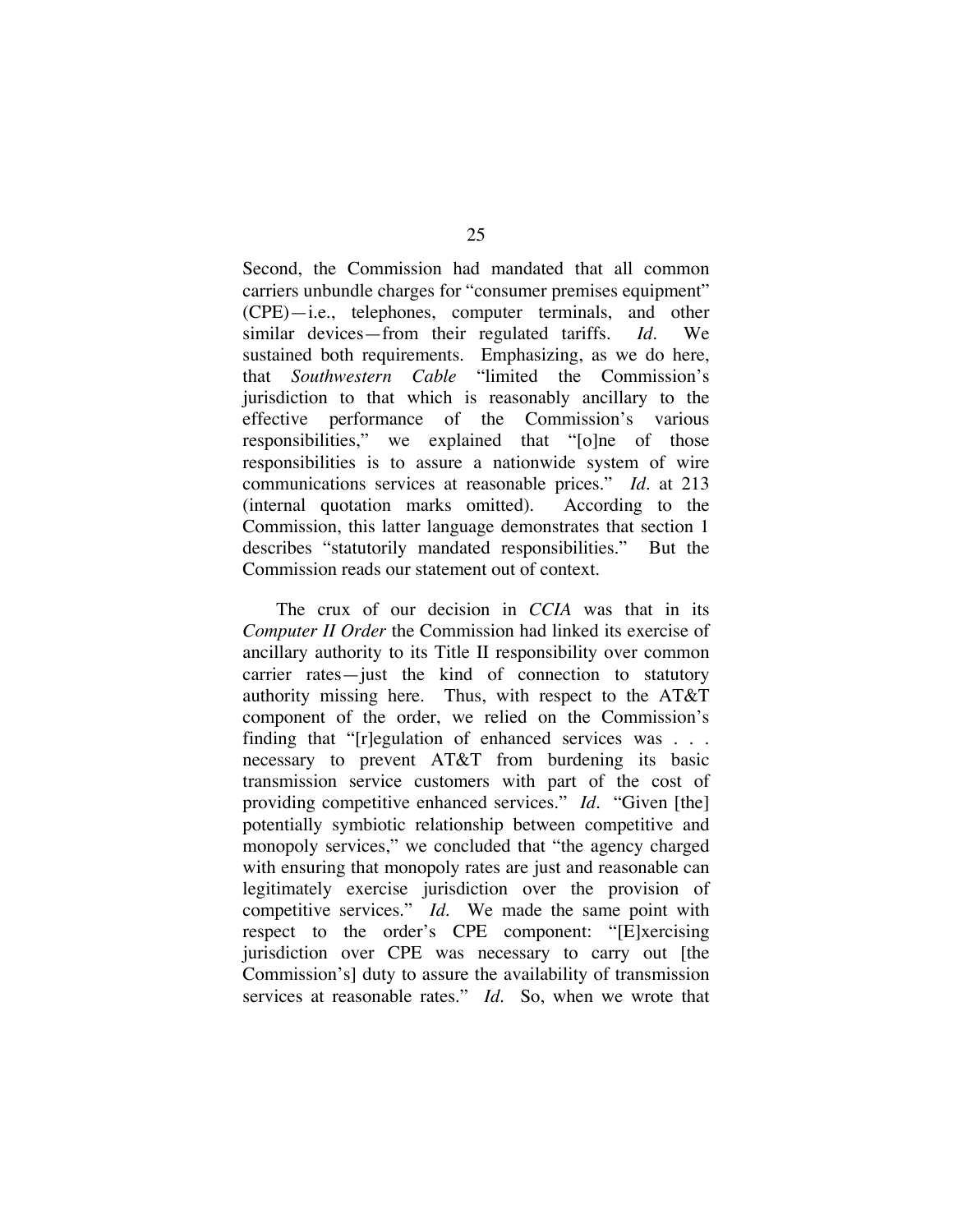Second, the Commission had mandated that all common carriers unbundle charges for "consumer premises equipment" (CPE)—i.e., telephones, computer terminals, and other similar devices—from their regulated tariffs. *Id.* We sustained both requirements. Emphasizing, as we do here, that *Southwestern Cable* "limited the Commission's jurisdiction to that which is reasonably ancillary to the effective performance of the Commission's various responsibilities," we explained that "[o]ne of those responsibilities is to assure a nationwide system of wire communications services at reasonable prices." *Id.* at 213 (internal quotation marks omitted). According to the Commission, this latter language demonstrates that section 1 describes "statutorily mandated responsibilities." But the Commission reads our statement out of context.

The crux of our decision in *CCIA* was that in its *Computer II Order* the Commission had linked its exercise of ancillary authority to its Title II responsibility over common carrier rates—just the kind of connection to statutory authority missing here. Thus, with respect to the AT&T component of the order, we relied on the Commission's finding that "[r]egulation of enhanced services was . . . necessary to prevent AT&T from burdening its basic transmission service customers with part of the cost of providing competitive enhanced services." *Id.* "Given [the] potentially symbiotic relationship between competitive and monopoly services," we concluded that "the agency charged with ensuring that monopoly rates are just and reasonable can legitimately exercise jurisdiction over the provision of competitive services." *Id.* We made the same point with respect to the order's CPE component: "[E]xercising jurisdiction over CPE was necessary to carry out [the Commission's] duty to assure the availability of transmission services at reasonable rates." *Id.* So, when we wrote that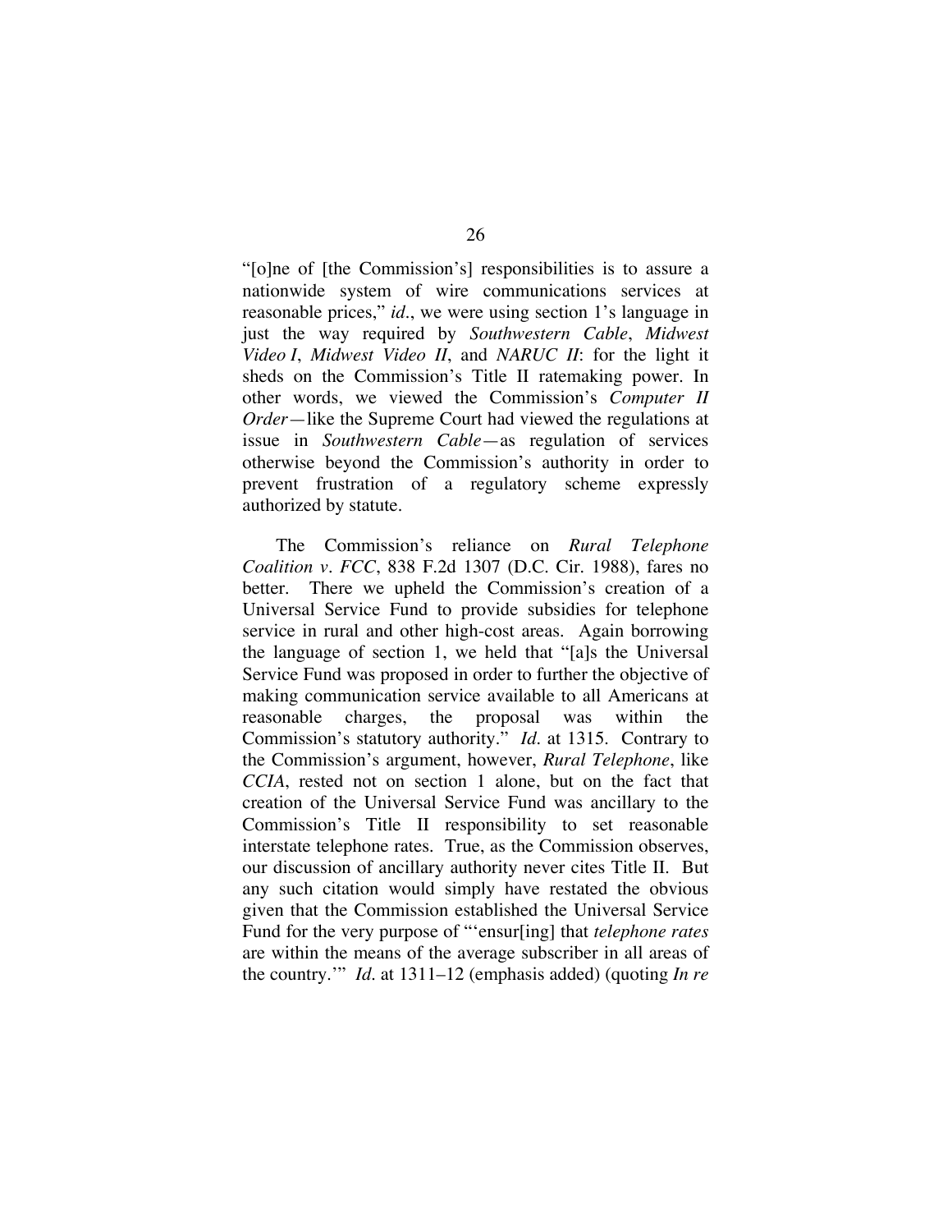"[o]ne of [the Commission's] responsibilities is to assure a nationwide system of wire communications services at reasonable prices," *id.*, we were using section 1's language in just the way required by *Southwestern Cable*, *Midwest Video I*, *Midwest Video II*, and *NARUC II*: for the light it sheds on the Commission's Title II ratemaking power. In other words, we viewed the Commission's *Computer II Order*—like the Supreme Court had viewed the regulations at issue in *Southwestern Cable*—as regulation of services otherwise beyond the Commission's authority in order to prevent frustration of a regulatory scheme expressly authorized by statute.

The Commission's reliance on *Rural Telephone Coalition v. FCC*, 838 F.2d 1307 (D.C. Cir. 1988), fares no better. There we upheld the Commission's creation of a Universal Service Fund to provide subsidies for telephone service in rural and other high-cost areas. Again borrowing the language of section 1, we held that "[a]s the Universal Service Fund was proposed in order to further the objective of making communication service available to all Americans at reasonable charges, the proposal was within the Commission's statutory authority." *Id.* at 1315. Contrary to the Commission's argument, however, *Rural Telephone*, like *CCIA*, rested not on section 1 alone, but on the fact that creation of the Universal Service Fund was ancillary to the Commission's Title II responsibility to set reasonable interstate telephone rates. True, as the Commission observes, our discussion of ancillary authority never cites Title II. But any such citation would simply have restated the obvious given that the Commission established the Universal Service Fund for the very purpose of "'ensur[ing] that *telephone rates* are within the means of the average subscriber in all areas of the country.'" *Id.* at 1311–12 (emphasis added) (quoting *In re*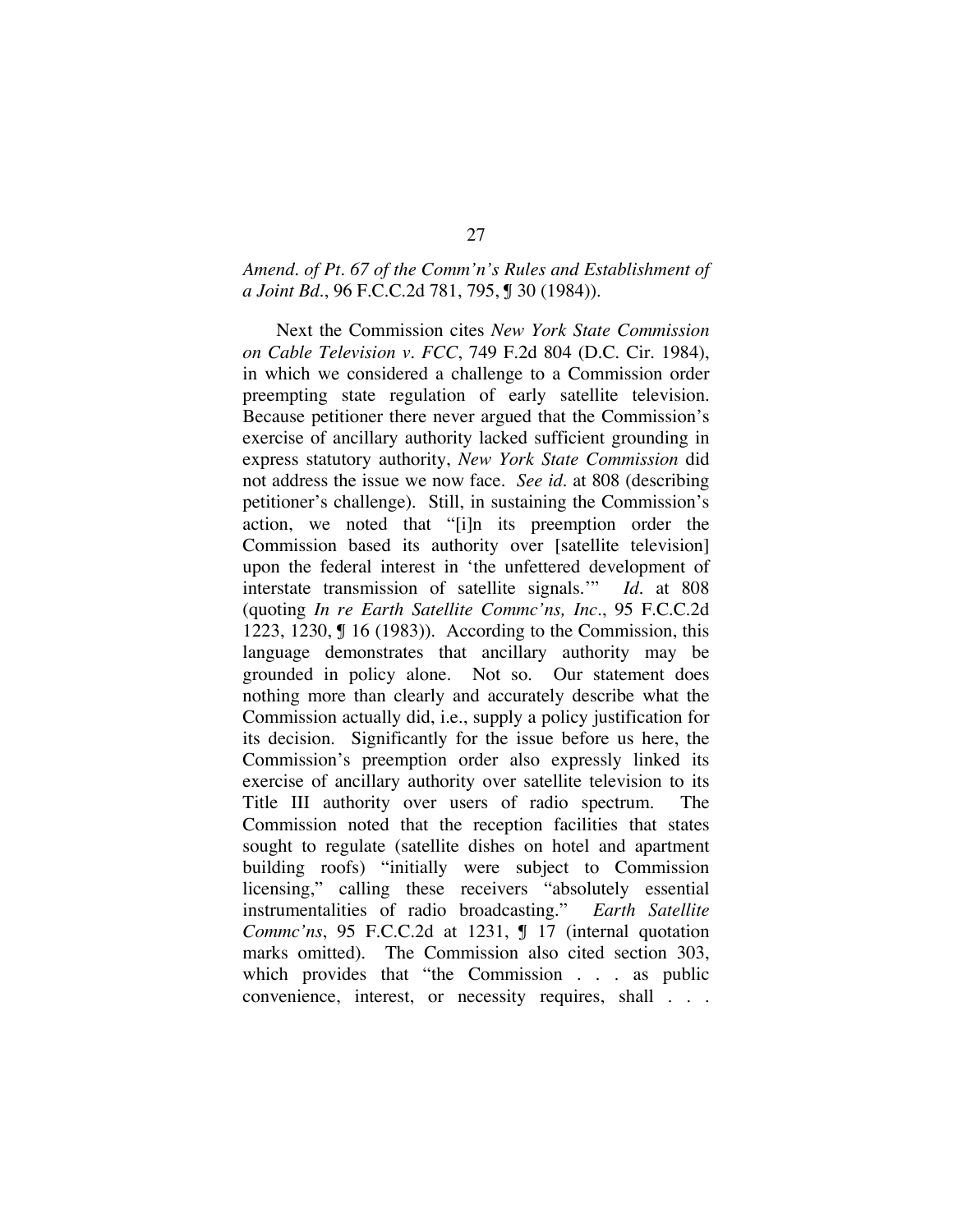*Amend. of Pt. 67 of the Comm'n's Rules and Establishment of a Joint Bd.*, 96 F.C.C.2d 781, 795, ¶ 30 (1984)).

Next the Commission cites *New York State Commission on Cable Television v. FCC*, 749 F.2d 804 (D.C. Cir. 1984), in which we considered a challenge to a Commission order preempting state regulation of early satellite television. Because petitioner there never argued that the Commission's exercise of ancillary authority lacked sufficient grounding in express statutory authority, *New York State Commission* did not address the issue we now face. *See id.* at 808 (describing petitioner's challenge). Still, in sustaining the Commission's action, we noted that "[i]n its preemption order the Commission based its authority over [satellite television] upon the federal interest in 'the unfettered development of interstate transmission of satellite signals.'" *Id.* at 808 (quoting *In re Earth Satellite Commc'ns, Inc.*, 95 F.C.C.2d 1223, 1230, ¶ 16 (1983)). According to the Commission, this language demonstrates that ancillary authority may be grounded in policy alone. Not so. Our statement does nothing more than clearly and accurately describe what the Commission actually did, i.e., supply a policy justification for its decision. Significantly for the issue before us here, the Commission's preemption order also expressly linked its exercise of ancillary authority over satellite television to its Title III authority over users of radio spectrum. The Commission noted that the reception facilities that states sought to regulate (satellite dishes on hotel and apartment building roofs) "initially were subject to Commission licensing," calling these receivers "absolutely essential instrumentalities of radio broadcasting." *Earth Satellite Commc'ns*, 95 F.C.C.2d at 1231, ¶ 17 (internal quotation marks omitted). The Commission also cited section 303, which provides that "the Commission . . . as public convenience, interest, or necessity requires, shall . . .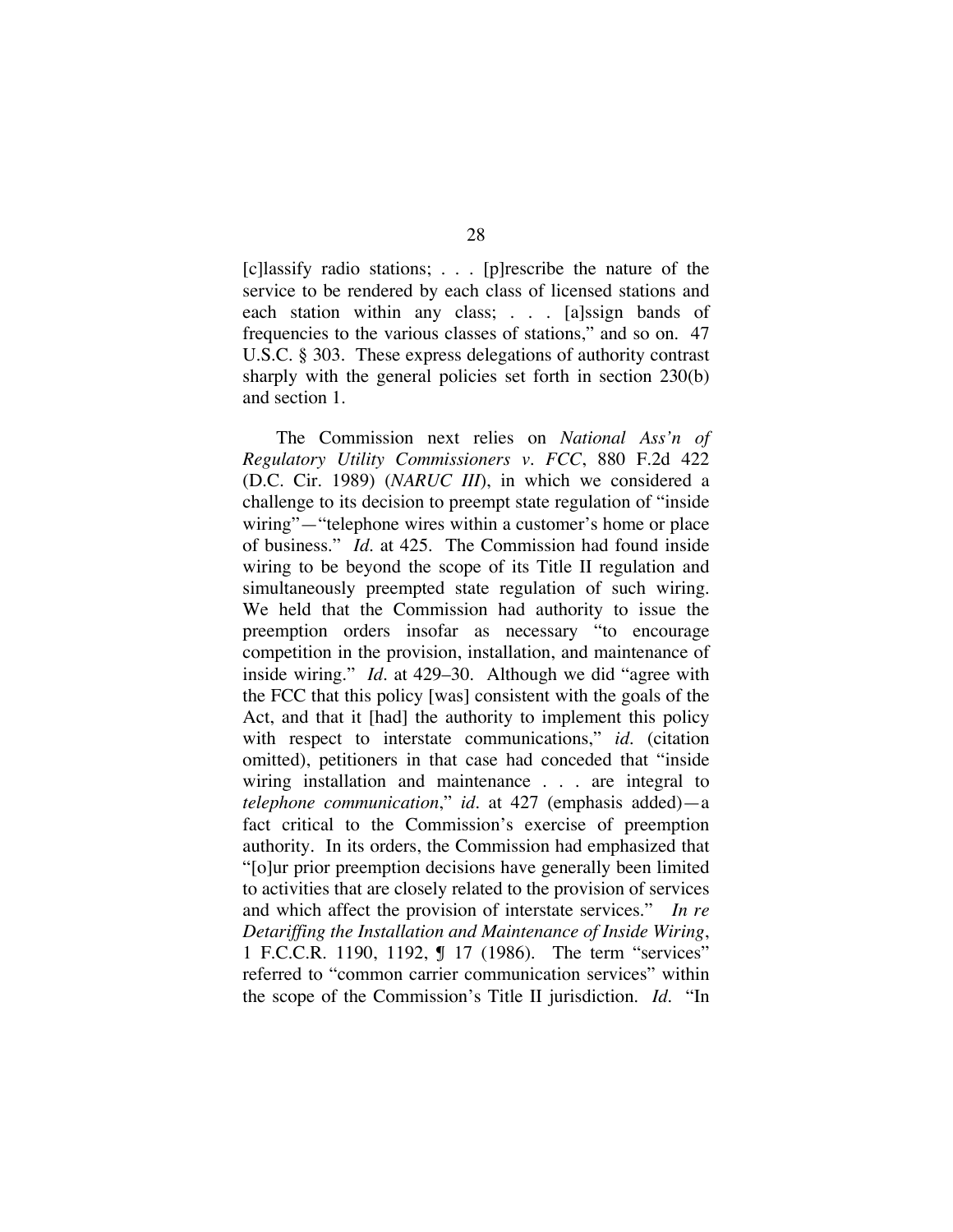[c]lassify radio stations; . . . [p]rescribe the nature of the service to be rendered by each class of licensed stations and each station within any class; . . . [a]ssign bands of frequencies to the various classes of stations," and so on. 47 U.S.C. § 303. These express delegations of authority contrast sharply with the general policies set forth in section 230(b) and section 1.

The Commission next relies on *National Ass'n of Regulatory Utility Commissioners v. FCC*, 880 F.2d 422 (D.C. Cir. 1989) (*NARUC III*), in which we considered a challenge to its decision to preempt state regulation of "inside wiring"—"telephone wires within a customer's home or place of business." *Id.* at 425. The Commission had found inside wiring to be beyond the scope of its Title II regulation and simultaneously preempted state regulation of such wiring. We held that the Commission had authority to issue the preemption orders insofar as necessary "to encourage competition in the provision, installation, and maintenance of inside wiring." *Id.* at 429–30. Although we did "agree with the FCC that this policy [was] consistent with the goals of the Act, and that it [had] the authority to implement this policy with respect to interstate communications," *id.* (citation omitted), petitioners in that case had conceded that "inside wiring installation and maintenance . . . are integral to *telephone communication*," *id.* at 427 (emphasis added)—a fact critical to the Commission's exercise of preemption authority. In its orders, the Commission had emphasized that "[o]ur prior preemption decisions have generally been limited to activities that are closely related to the provision of services and which affect the provision of interstate services." *In re Detariffing the Installation and Maintenance of Inside Wiring*, 1 F.C.C.R. 1190, 1192, ¶ 17 (1986). The term "services" referred to "common carrier communication services" within the scope of the Commission's Title II jurisdiction. *Id.* "In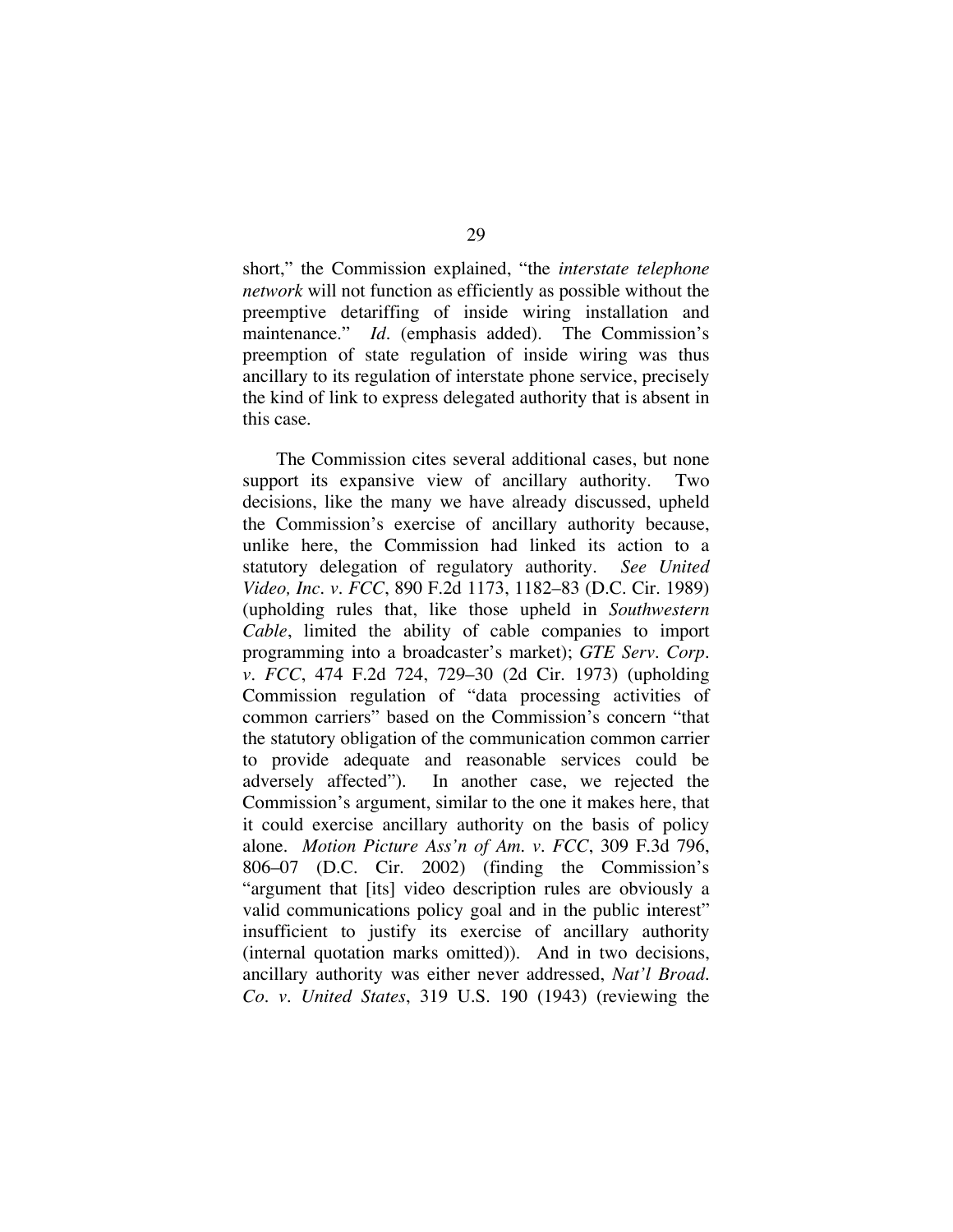short," the Commission explained, "the *interstate telephone network* will not function as efficiently as possible without the preemptive detariffing of inside wiring installation and maintenance." *Id.* (emphasis added). The Commission's preemption of state regulation of inside wiring was thus ancillary to its regulation of interstate phone service, precisely the kind of link to express delegated authority that is absent in this case.

The Commission cites several additional cases, but none support its expansive view of ancillary authority. Two decisions, like the many we have already discussed, upheld the Commission's exercise of ancillary authority because, unlike here, the Commission had linked its action to a statutory delegation of regulatory authority. *See United Video, Inc. v. FCC*, 890 F.2d 1173, 1182–83 (D.C. Cir. 1989) (upholding rules that, like those upheld in *Southwestern Cable*, limited the ability of cable companies to import programming into a broadcaster's market); *GTE Serv. Corp. v. FCC*, 474 F.2d 724, 729–30 (2d Cir. 1973) (upholding Commission regulation of "data processing activities of common carriers" based on the Commission's concern "that the statutory obligation of the communication common carrier to provide adequate and reasonable services could be adversely affected"). In another case, we rejected the Commission's argument, similar to the one it makes here, that it could exercise ancillary authority on the basis of policy alone. *Motion Picture Ass'n of Am. v. FCC*, 309 F.3d 796, 806–07 (D.C. Cir. 2002) (finding the Commission's "argument that [its] video description rules are obviously a valid communications policy goal and in the public interest" insufficient to justify its exercise of ancillary authority (internal quotation marks omitted)). And in two decisions, ancillary authority was either never addressed, *Nat'l Broad. Co. v. United States*, 319 U.S. 190 (1943) (reviewing the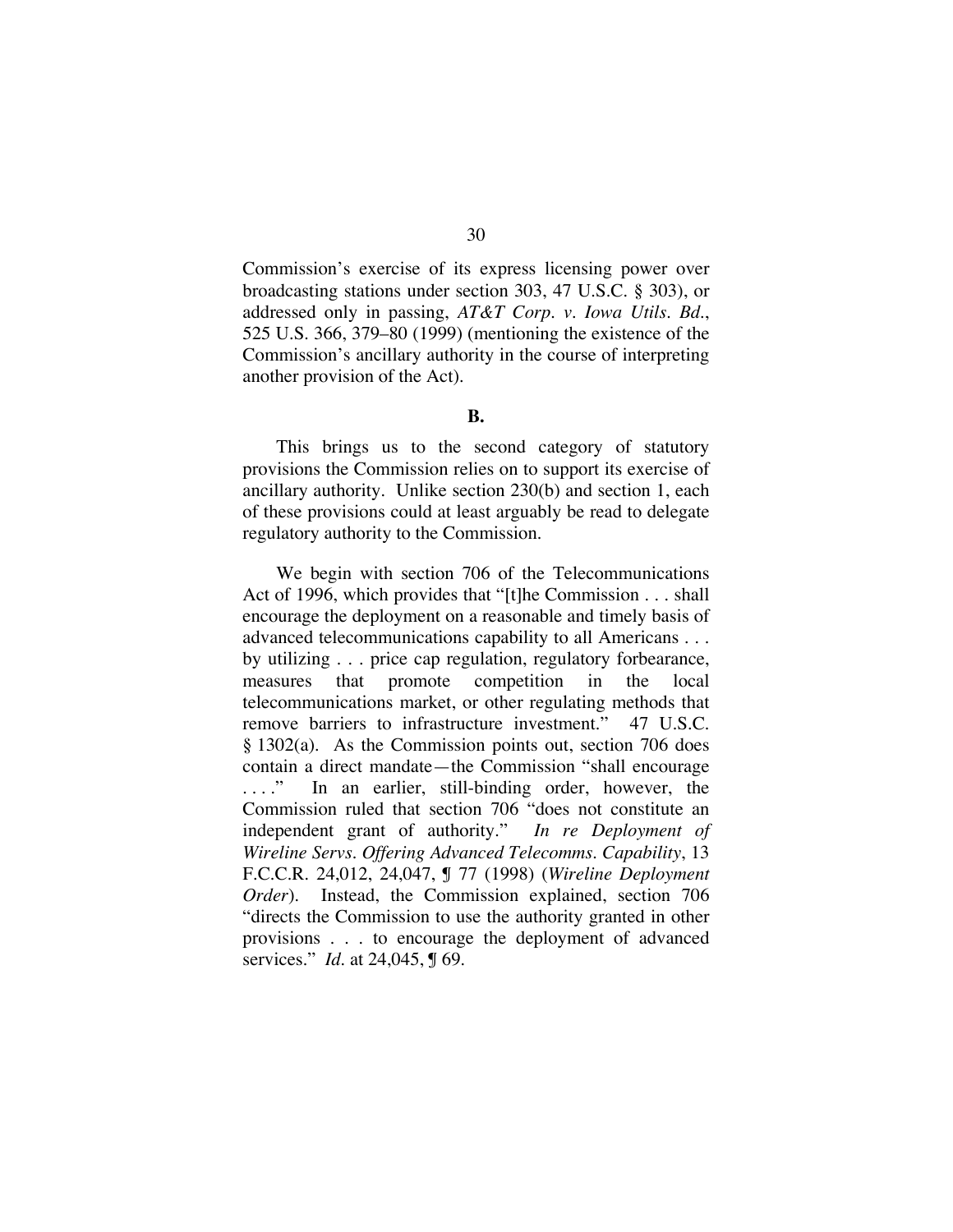Commission's exercise of its express licensing power over broadcasting stations under section 303, 47 U.S.C. § 303), or addressed only in passing, *AT&T Corp. v. Iowa Utils. Bd.*, 525 U.S. 366, 379–80 (1999) (mentioning the existence of the Commission's ancillary authority in the course of interpreting another provision of the Act).

**B.**

This brings us to the second category of statutory provisions the Commission relies on to support its exercise of ancillary authority. Unlike section 230(b) and section 1, each of these provisions could at least arguably be read to delegate regulatory authority to the Commission.

We begin with section 706 of the Telecommunications Act of 1996, which provides that "[t]he Commission . . . shall encourage the deployment on a reasonable and timely basis of advanced telecommunications capability to all Americans . . . by utilizing . . . price cap regulation, regulatory forbearance, measures that promote competition in the local telecommunications market, or other regulating methods that remove barriers to infrastructure investment." 47 U.S.C. § 1302(a). As the Commission points out, section 706 does contain a direct mandate—the Commission "shall encourage . . . ." In an earlier, still-binding order, however, the Commission ruled that section 706 "does not constitute an independent grant of authority." *In re Deployment of Wireline Servs. Offering Advanced Telecomms. Capability*, 13 F.C.C.R. 24,012, 24,047, ¶ 77 (1998) (*Wireline Deployment Order*). Instead, the Commission explained, section 706 "directs the Commission to use the authority granted in other provisions . . . to encourage the deployment of advanced services." *Id.* at 24,045, ¶ 69.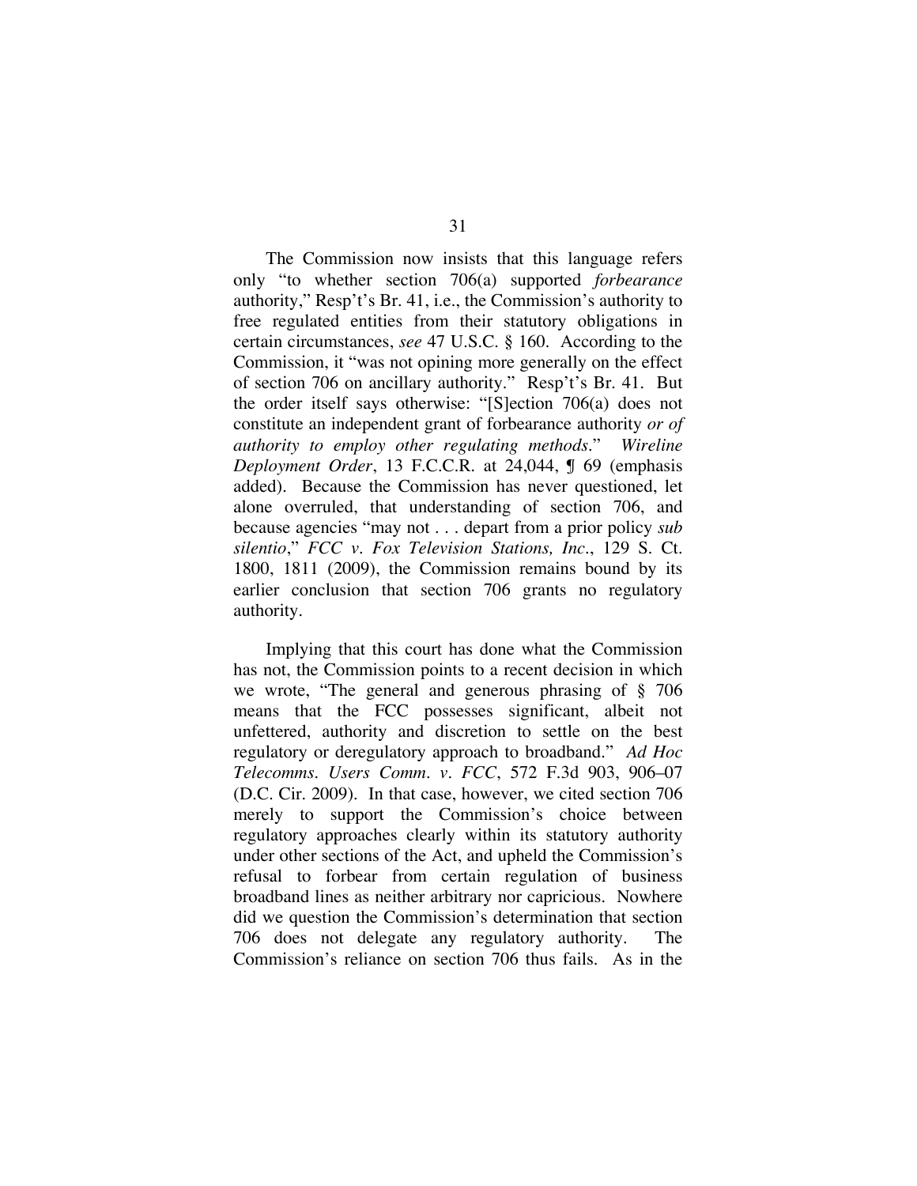The Commission now insists that this language refers only "to whether section 706(a) supported *forbearance* authority," Resp't's Br. 41, i.e., the Commission's authority to free regulated entities from their statutory obligations in certain circumstances, *see* 47 U.S.C. § 160. According to the Commission, it "was not opining more generally on the effect of section 706 on ancillary authority." Resp't's Br. 41. But the order itself says otherwise: "[S]ection 706(a) does not constitute an independent grant of forbearance authority *or of authority to employ other regulating methods*." *Wireline Deployment Order*, 13 F.C.C.R. at 24,044, ¶ 69 (emphasis added). Because the Commission has never questioned, let alone overruled, that understanding of section 706, and because agencies "may not . . . depart from a prior policy *sub silentio*," *FCC v. Fox Television Stations, Inc.*, 129 S. Ct. 1800, 1811 (2009), the Commission remains bound by its earlier conclusion that section 706 grants no regulatory authority.

Implying that this court has done what the Commission has not, the Commission points to a recent decision in which we wrote, "The general and generous phrasing of § 706 means that the FCC possesses significant, albeit not unfettered, authority and discretion to settle on the best regulatory or deregulatory approach to broadband." *Ad Hoc Telecomms. Users Comm. v. FCC*, 572 F.3d 903, 906–07 (D.C. Cir. 2009). In that case, however, we cited section 706 merely to support the Commission's choice between regulatory approaches clearly within its statutory authority under other sections of the Act, and upheld the Commission's refusal to forbear from certain regulation of business broadband lines as neither arbitrary nor capricious. Nowhere did we question the Commission's determination that section 706 does not delegate any regulatory authority. The Commission's reliance on section 706 thus fails. As in the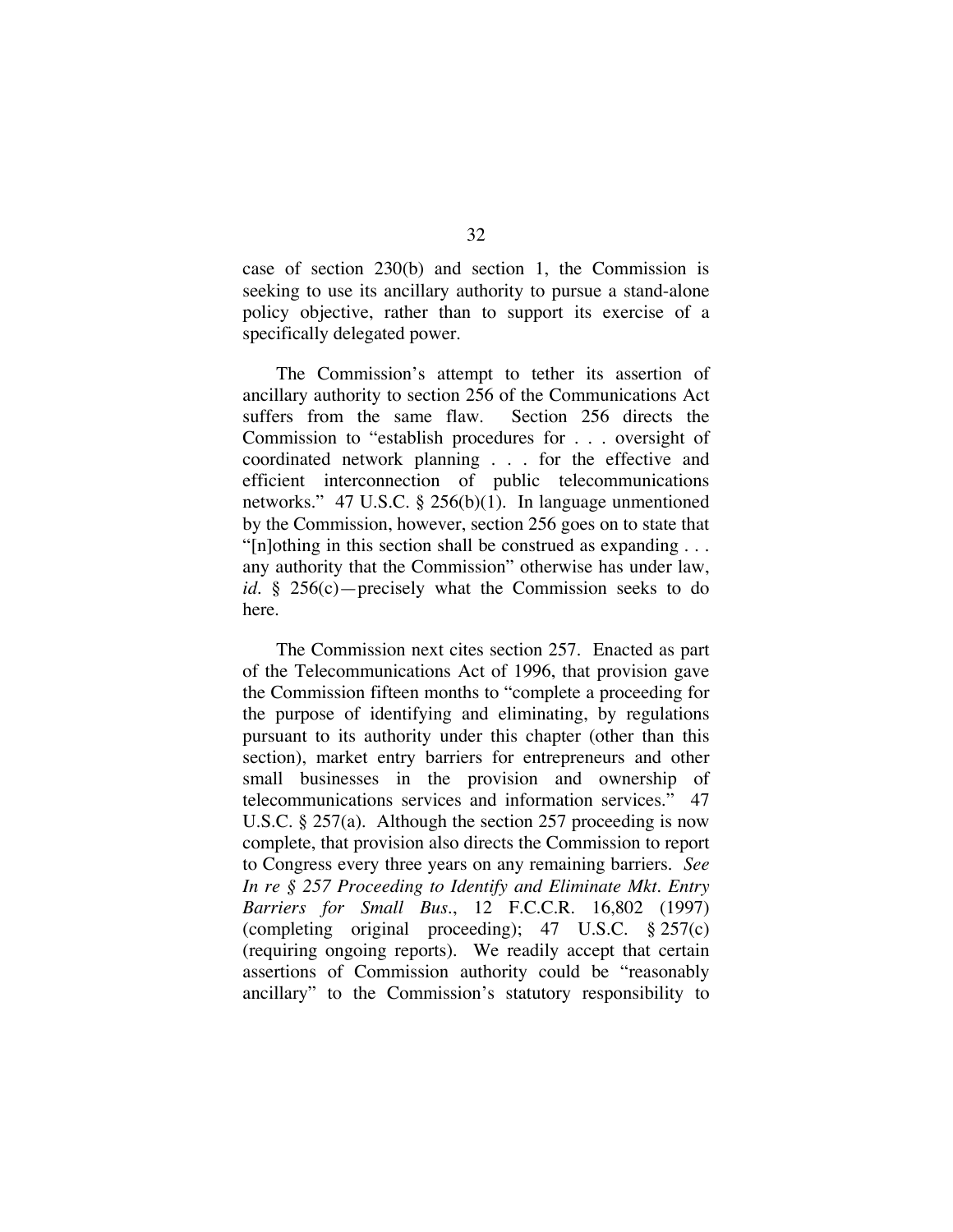case of section 230(b) and section 1, the Commission is seeking to use its ancillary authority to pursue a stand-alone policy objective, rather than to support its exercise of a specifically delegated power.

The Commission's attempt to tether its assertion of ancillary authority to section 256 of the Communications Act suffers from the same flaw. Section 256 directs the Commission to "establish procedures for . . . oversight of coordinated network planning . . . for the effective and efficient interconnection of public telecommunications networks." 47 U.S.C. § 256(b)(1). In language unmentioned by the Commission, however, section 256 goes on to state that "[n]othing in this section shall be construed as expanding . . . any authority that the Commission" otherwise has under law, *id.* § 256(c)—precisely what the Commission seeks to do here.

The Commission next cites section 257. Enacted as part of the Telecommunications Act of 1996, that provision gave the Commission fifteen months to "complete a proceeding for the purpose of identifying and eliminating, by regulations pursuant to its authority under this chapter (other than this section), market entry barriers for entrepreneurs and other small businesses in the provision and ownership of telecommunications services and information services." 47 U.S.C. § 257(a). Although the section 257 proceeding is now complete, that provision also directs the Commission to report to Congress every three years on any remaining barriers. *See In re § 257 Proceeding to Identify and Eliminate Mkt. Entry Barriers for Small Bus.*, 12 F.C.C.R. 16,802 (1997) (completing original proceeding); 47 U.S.C. § 257(c) (requiring ongoing reports). We readily accept that certain assertions of Commission authority could be "reasonably ancillary" to the Commission's statutory responsibility to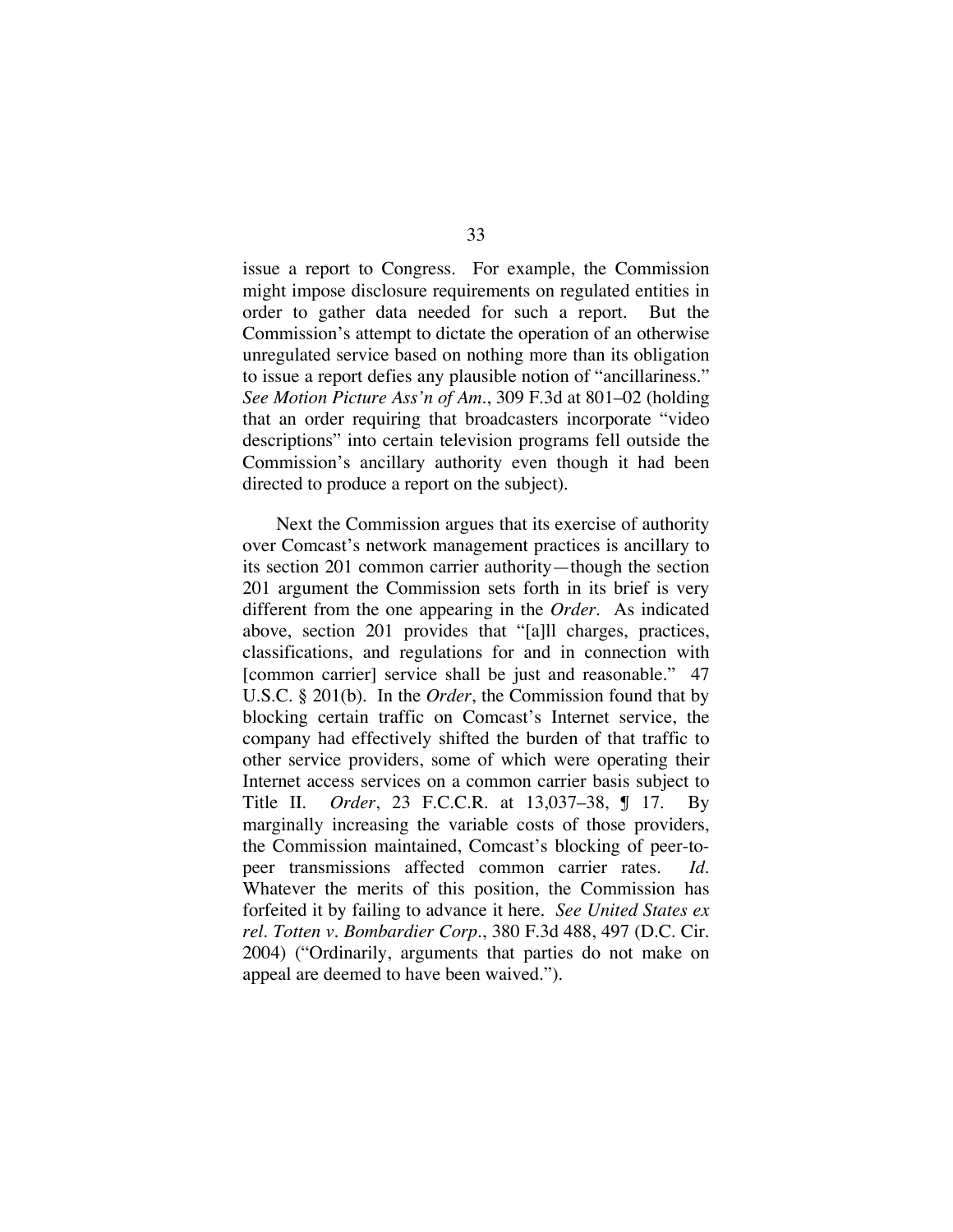issue a report to Congress. For example, the Commission might impose disclosure requirements on regulated entities in order to gather data needed for such a report. But the Commission's attempt to dictate the operation of an otherwise unregulated service based on nothing more than its obligation to issue a report defies any plausible notion of "ancillariness." *See Motion Picture Ass'n of Am.*, 309 F.3d at 801–02 (holding that an order requiring that broadcasters incorporate "video descriptions" into certain television programs fell outside the Commission's ancillary authority even though it had been directed to produce a report on the subject).

Next the Commission argues that its exercise of authority over Comcast's network management practices is ancillary to its section 201 common carrier authority—though the section 201 argument the Commission sets forth in its brief is very different from the one appearing in the *Order*. As indicated above, section 201 provides that "[a]ll charges, practices, classifications, and regulations for and in connection with [common carrier] service shall be just and reasonable." 47 U.S.C. § 201(b). In the *Order*, the Commission found that by blocking certain traffic on Comcast's Internet service, the company had effectively shifted the burden of that traffic to other service providers, some of which were operating their Internet access services on a common carrier basis subject to Title II. *Order*, 23 F.C.C.R. at 13,037–38, ¶ 17. By marginally increasing the variable costs of those providers, the Commission maintained, Comcast's blocking of peer-to-peer transmissions affected common carrier rates. *Id.* Whatever the merits of this position, the Commission has forfeited it by failing to advance it here. *See United States ex rel. Totten v. Bombardier Corp.*, 380 F.3d 488, 497 (D.C. Cir. 2004) ("Ordinarily, arguments that parties do not make on appeal are deemed to have been waived.").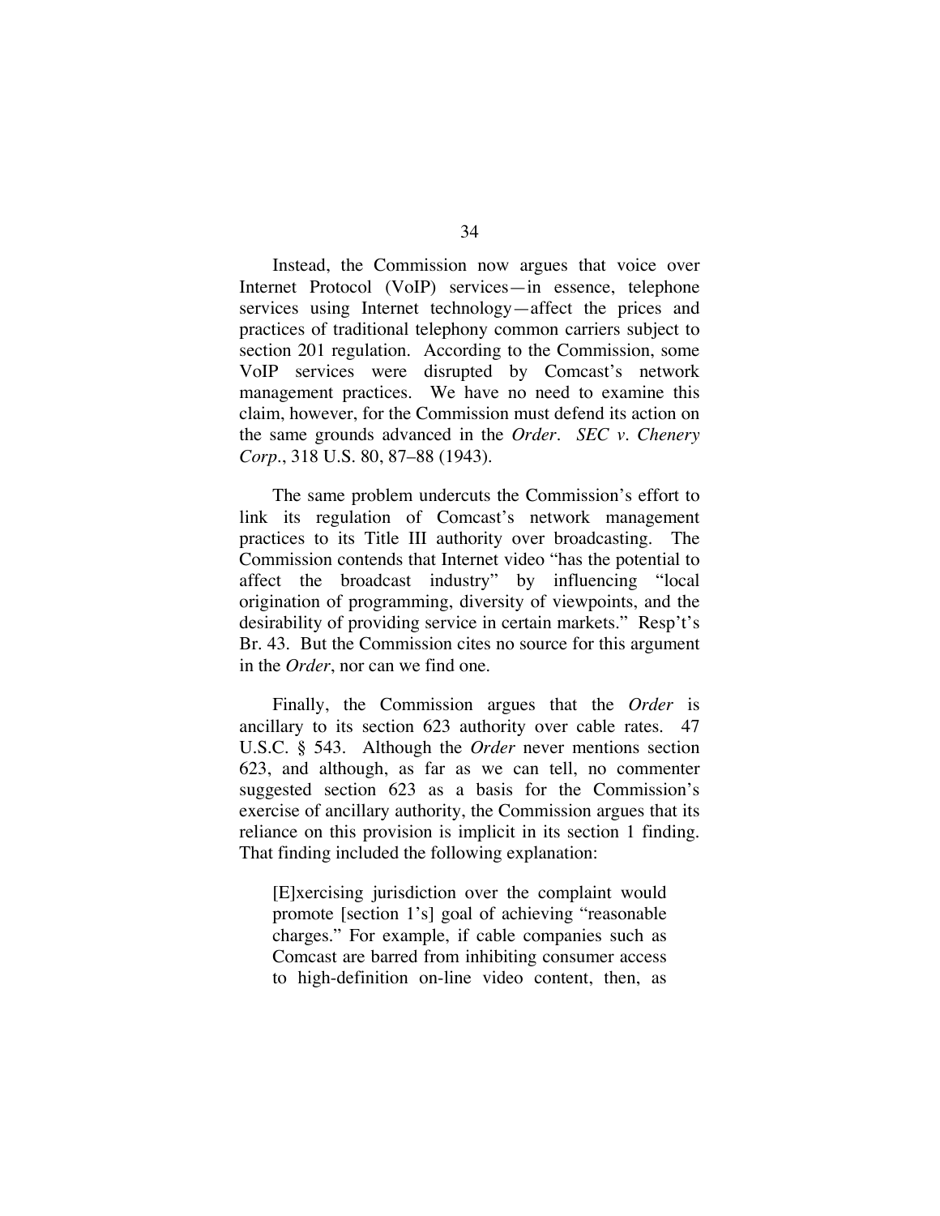Instead, the Commission now argues that voice over Internet Protocol (VoIP) services—in essence, telephone services using Internet technology—affect the prices and practices of traditional telephony common carriers subject to section 201 regulation. According to the Commission, some VoIP services were disrupted by Comcast's network management practices. We have no need to examine this claim, however, for the Commission must defend its action on the same grounds advanced in the *Order*. *SEC v. Chenery Corp.*, 318 U.S. 80, 87–88 (1943).

The same problem undercuts the Commission's effort to link its regulation of Comcast's network management practices to its Title III authority over broadcasting. The Commission contends that Internet video "has the potential to affect the broadcast industry" by influencing "local origination of programming, diversity of viewpoints, and the desirability of providing service in certain markets." Resp't's Br. 43. But the Commission cites no source for this argument in the *Order*, nor can we find one.

Finally, the Commission argues that the *Order* is ancillary to its section 623 authority over cable rates. 47 U.S.C. § 543. Although the *Order* never mentions section 623, and although, as far as we can tell, no commenter suggested section 623 as a basis for the Commission's exercise of ancillary authority, the Commission argues that its reliance on this provision is implicit in its section 1 finding. That finding included the following explanation:

> [E]xercising jurisdiction over the complaint would promote [section 1's] goal of achieving "reasonable charges." For example, if cable companies such as Comcast are barred from inhibiting consumer access to high-definition on-line video content, then, as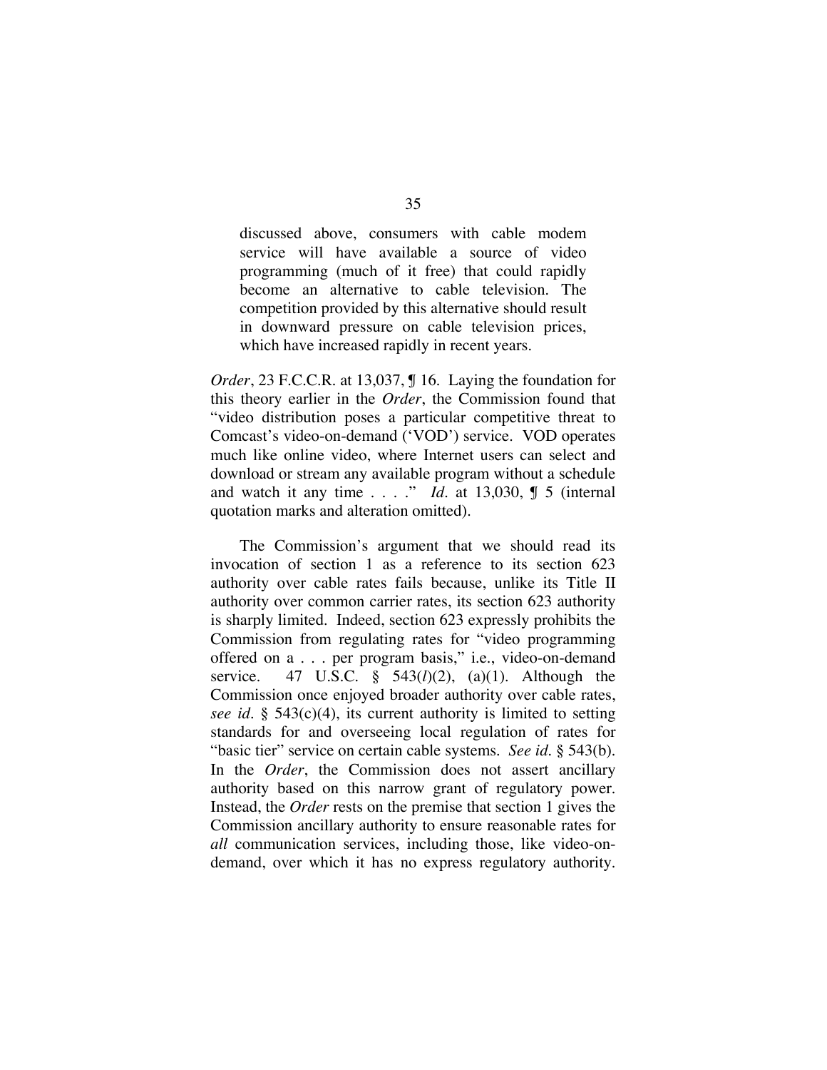> discussed above, consumers with cable modem service will have available a source of video programming (much of it free) that could rapidly become an alternative to cable television. The competition provided by this alternative should result in downward pressure on cable television prices, which have increased rapidly in recent years.

*Order*, 23 F.C.C.R. at 13,037, ¶ 16. Laying the foundation for this theory earlier in the *Order*, the Commission found that "video distribution poses a particular competitive threat to Comcast's video-on-demand ('VOD') service. VOD operates much like online video, where Internet users can select and download or stream any available program without a schedule and watch it any time . . . ." *Id.* at 13,030, ¶ 5 (internal quotation marks and alteration omitted).

The Commission's argument that we should read its invocation of section 1 as a reference to its section 623 authority over cable rates fails because, unlike its Title II authority over common carrier rates, its section 623 authority is sharply limited. Indeed, section 623 expressly prohibits the Commission from regulating rates for "video programming offered on a . . . per program basis," i.e., video-on-demand service. 47 U.S.C. § 543(*l*)(2), (a)(1). Although the Commission once enjoyed broader authority over cable rates, *see id.* § 543(c)(4), its current authority is limited to setting standards for and overseeing local regulation of rates for "basic tier" service on certain cable systems. *See id.* § 543(b). In the *Order*, the Commission does not assert ancillary authority based on this narrow grant of regulatory power. Instead, the *Order* rests on the premise that section 1 gives the Commission ancillary authority to ensure reasonable rates for *all* communication services, including those, like video-on-demand, over which it has no express regulatory authority.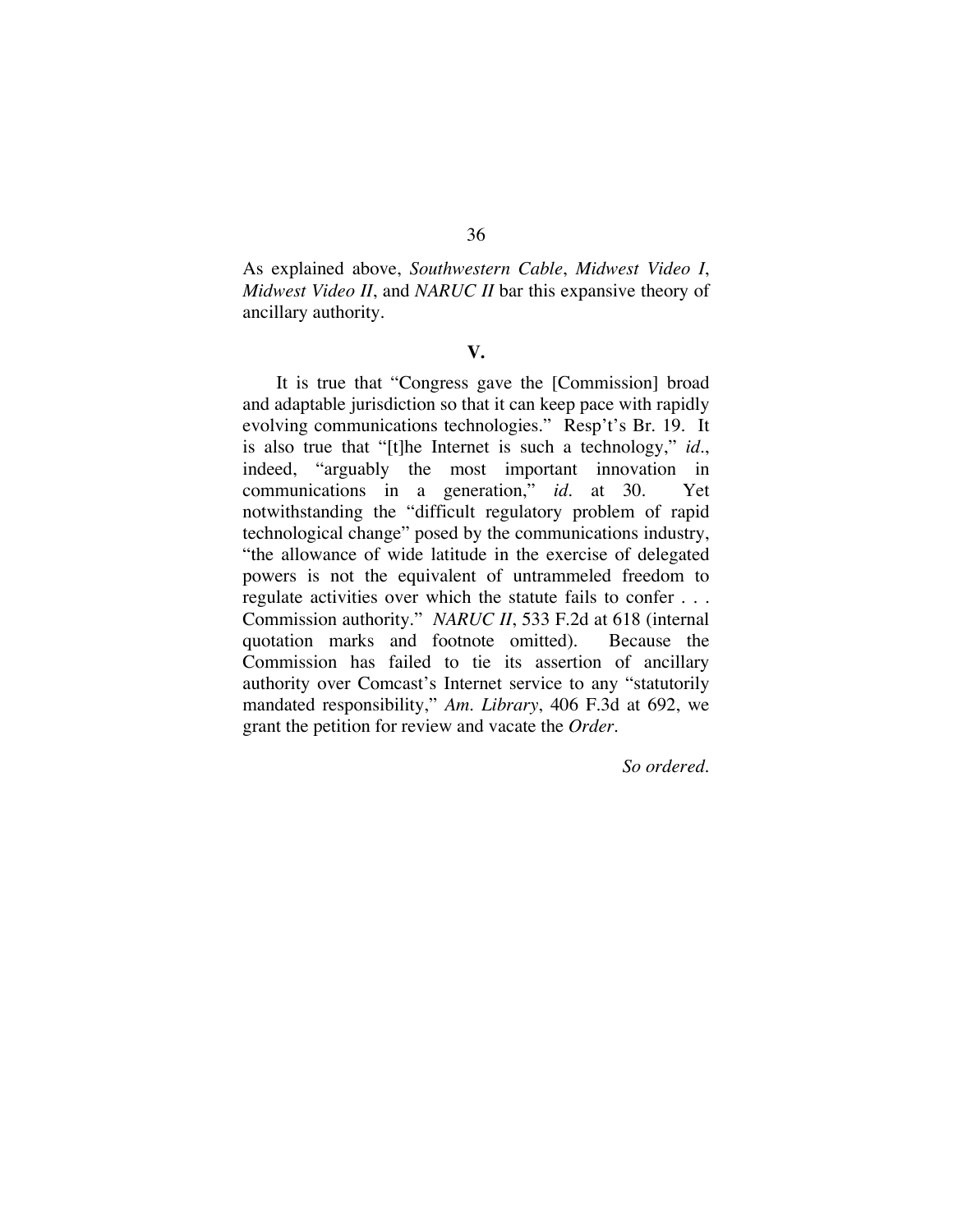As explained above, *Southwestern Cable*, *Midwest Video I*, *Midwest Video II*, and *NARUC II* bar this expansive theory of ancillary authority.

## V.

It is true that "Congress gave the [Commission] broad and adaptable jurisdiction so that it can keep pace with rapidly evolving communications technologies." Resp't's Br. 19. It is also true that "[t]he Internet is such a technology," *id.*, indeed, "arguably the most important innovation in communications in a generation," *id.* at 30. Yet notwithstanding the "difficult regulatory problem of rapid technological change" posed by the communications industry, "the allowance of wide latitude in the exercise of delegated powers is not the equivalent of untrammeled freedom to regulate activities over which the statute fails to confer . . . Commission authority." *NARUC II*, 533 F.2d at 618 (internal quotation marks and footnote omitted). Because the Commission has failed to tie its assertion of ancillary authority over Comcast's Internet service to any "statutorily mandated responsibility," *Am. Library*, 406 F.3d at 692, we grant the petition for review and vacate the *Order*.

*So ordered.*